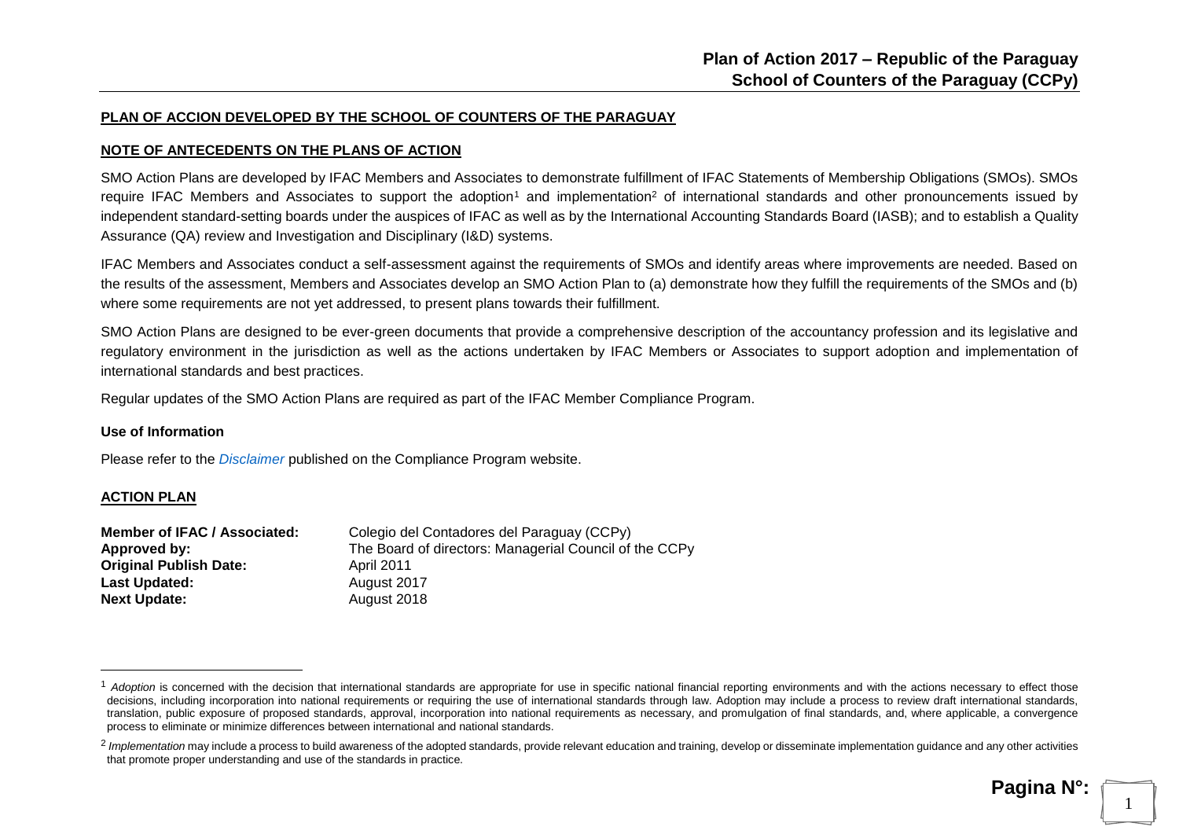# Plan of Action 2017 – Republic of the Paraguay
## School of Counters of the Paraguay (CCPy)

**PLAN OF ACCION DEVELOPED BY THE SCHOOL OF COUNTERS OF THE PARAGUAY**

**NOTE OF ANTECEDENTS ON THE PLANS OF ACTION**

SMO Action Plans are developed by IFAC Members and Associates to demonstrate fulfillment of IFAC Statements of Membership Obligations (SMOs). SMOs require IFAC Members and Associates to support the adoption[1] and implementation[2] of international standards and other pronouncements issued by independent standard-setting boards under the auspices of IFAC as well as by the International Accounting Standards Board (IASB); and to establish a Quality Assurance (QA) review and Investigation and Disciplinary (I&D) systems.

IFAC Members and Associates conduct a self-assessment against the requirements of SMOs and identify areas where improvements are needed. Based on the results of the assessment, Members and Associates develop an SMO Action Plan to (a) demonstrate how they fulfill the requirements of the SMOs and (b) where some requirements are not yet addressed, to present plans towards their fulfillment.

SMO Action Plans are designed to be ever-green documents that provide a comprehensive description of the accountancy profession and its legislative and regulatory environment in the jurisdiction as well as the actions undertaken by IFAC Members or Associates to support adoption and implementation of international standards and best practices.

Regular updates of the SMO Action Plans are required as part of the IFAC Member Compliance Program.

**Use of Information**

Please refer to the *Disclaimer* published on the Compliance Program website.

**ACTION PLAN**

**Member of IFAC / Associated:** Colegio del Contadores del Paraguay (CCPy)
**Approved by:** The Board of directors: Managerial Council of the CCPy
**Original Publish Date:** April 2011
**Last Updated:** August 2017
**Next Update:** August 2018

---

[1] *Adoption* is concerned with the decision that international standards are appropriate for use in specific national financial reporting environments and with the actions necessary to effect those decisions, including incorporation into national requirements or requiring the use of international standards through law. Adoption may include a process to review draft international standards, translation, public exposure of proposed standards, approval, incorporation into national requirements as necessary, and promulgation of final standards, and, where applicable, a convergence process to eliminate or minimize differences between international and national standards.

[2] *Implementation* may include a process to build awareness of the adopted standards, provide relevant education and training, develop or disseminate implementation guidance and any other activities that promote proper understanding and use of the standards in practice.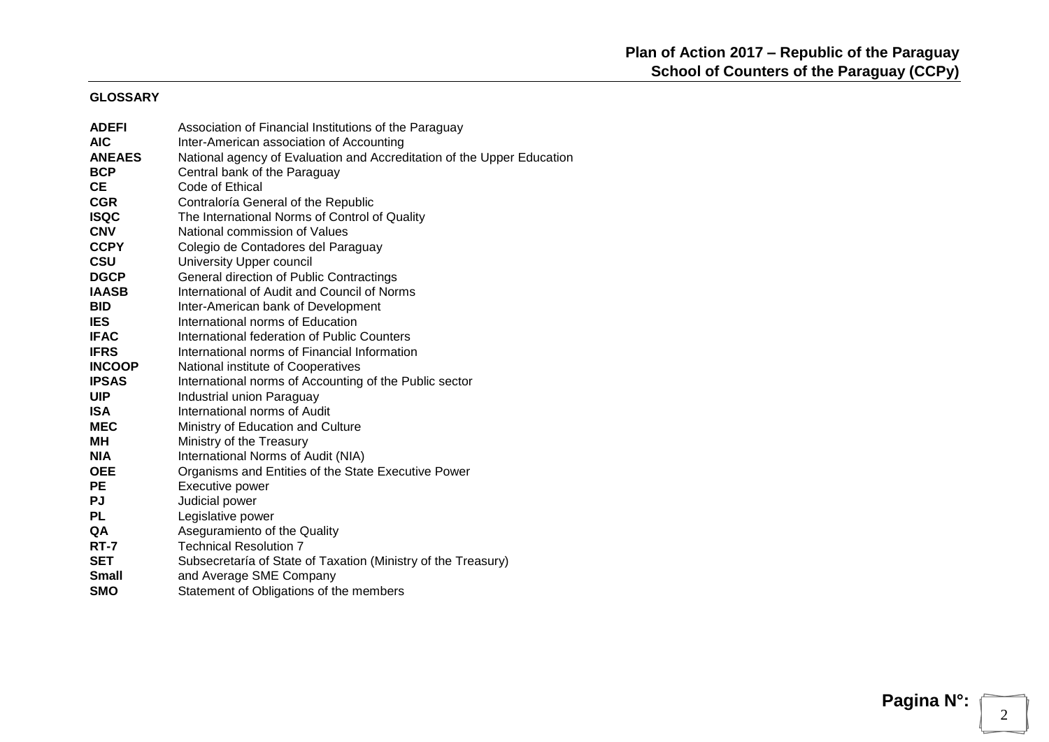**GLOSSARY**

| | |
|---|---|
| **ADEFI** | Association of Financial Institutions of the Paraguay |
| **AIC** | Inter-American association of Accounting |
| **ANEAES** | National agency of Evaluation and Accreditation of the Upper Education |
| **BCP** | Central bank of the Paraguay |
| **CE** | Code of Ethical |
| **CGR** | Contraloría General of the Republic |
| **ISQC** | The International Norms of Control of Quality |
| **CNV** | National commission of Values |
| **CCPY** | Colegio de Contadores del Paraguay |
| **CSU** | University Upper council |
| **DGCP** | General direction of Public Contractings |
| **IAASB** | International of Audit and Council of Norms |
| **BID** | Inter-American bank of Development |
| **IES** | International norms of Education |
| **IFAC** | International federation of Public Counters |
| **IFRS** | International norms of Financial Information |
| **INCOOP** | National institute of Cooperatives |
| **IPSAS** | International norms of Accounting of the Public sector |
| **UIP** | Industrial union Paraguay |
| **ISA** | International norms of Audit |
| **MEC** | Ministry of Education and Culture |
| **MH** | Ministry of the Treasury |
| **NIA** | International Norms of Audit (NIA) |
| **OEE** | Organisms and Entities of the State Executive Power |
| **PE** | Executive power |
| **PJ** | Judicial power |
| **PL** | Legislative power |
| **QA** | Aseguramiento of the Quality |
| **RT-7** | Technical Resolution 7 |
| **SET** | Subsecretaría of State of Taxation (Ministry of the Treasury) |
| **Small** | and Average SME Company |
| **SMO** | Statement of Obligations of the members |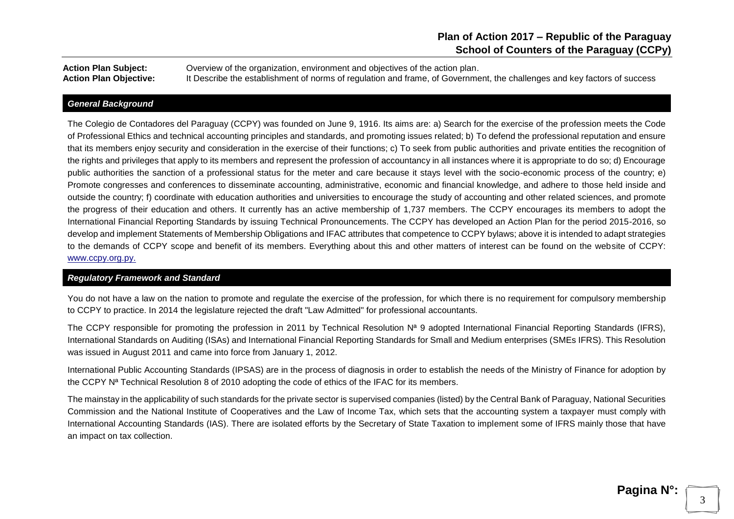**Action Plan Subject:** Overview of the organization, environment and objectives of the action plan.
**Action Plan Objective:** It Describe the establishment of norms of regulation and frame, of Government, the challenges and key factors of success

## *General Background*

The Colegio de Contadores del Paraguay (CCPY) was founded on June 9, 1916. Its aims are: a) Search for the exercise of the profession meets the Code of Professional Ethics and technical accounting principles and standards, and promoting issues related; b) To defend the professional reputation and ensure that its members enjoy security and consideration in the exercise of their functions; c) To seek from public authorities and private entities the recognition of the rights and privileges that apply to its members and represent the profession of accountancy in all instances where it is appropriate to do so; d) Encourage public authorities the sanction of a professional status for the meter and care because it stays level with the socio-economic process of the country; e) Promote congresses and conferences to disseminate accounting, administrative, economic and financial knowledge, and adhere to those held inside and outside the country; f) coordinate with education authorities and universities to encourage the study of accounting and other related sciences, and promote the progress of their education and others. It currently has an active membership of 1,737 members. The CCPY encourages its members to adopt the International Financial Reporting Standards by issuing Technical Pronouncements. The CCPY has developed an Action Plan for the period 2015-2016, so develop and implement Statements of Membership Obligations and IFAC attributes that competence to CCPY bylaws; above it is intended to adapt strategies to the demands of CCPY scope and benefit of its members. Everything about this and other matters of interest can be found on the website of CCPY: www.ccpy.org.py.

## *Regulatory Framework and Standard*

You do not have a law on the nation to promote and regulate the exercise of the profession, for which there is no requirement for compulsory membership to CCPY to practice. In 2014 the legislature rejected the draft "Law Admitted" for professional accountants.

The CCPY responsible for promoting the profession in 2011 by Technical Resolution Nª 9 adopted International Financial Reporting Standards (IFRS), International Standards on Auditing (ISAs) and International Financial Reporting Standards for Small and Medium enterprises (SMEs IFRS). This Resolution was issued in August 2011 and came into force from January 1, 2012.

International Public Accounting Standards (IPSAS) are in the process of diagnosis in order to establish the needs of the Ministry of Finance for adoption by the CCPY Nª Technical Resolution 8 of 2010 adopting the code of ethics of the IFAC for its members.

The mainstay in the applicability of such standards for the private sector is supervised companies (listed) by the Central Bank of Paraguay, National Securities Commission and the National Institute of Cooperatives and the Law of Income Tax, which sets that the accounting system a taxpayer must comply with International Accounting Standards (IAS). There are isolated efforts by the Secretary of State Taxation to implement some of IFRS mainly those that have an impact on tax collection.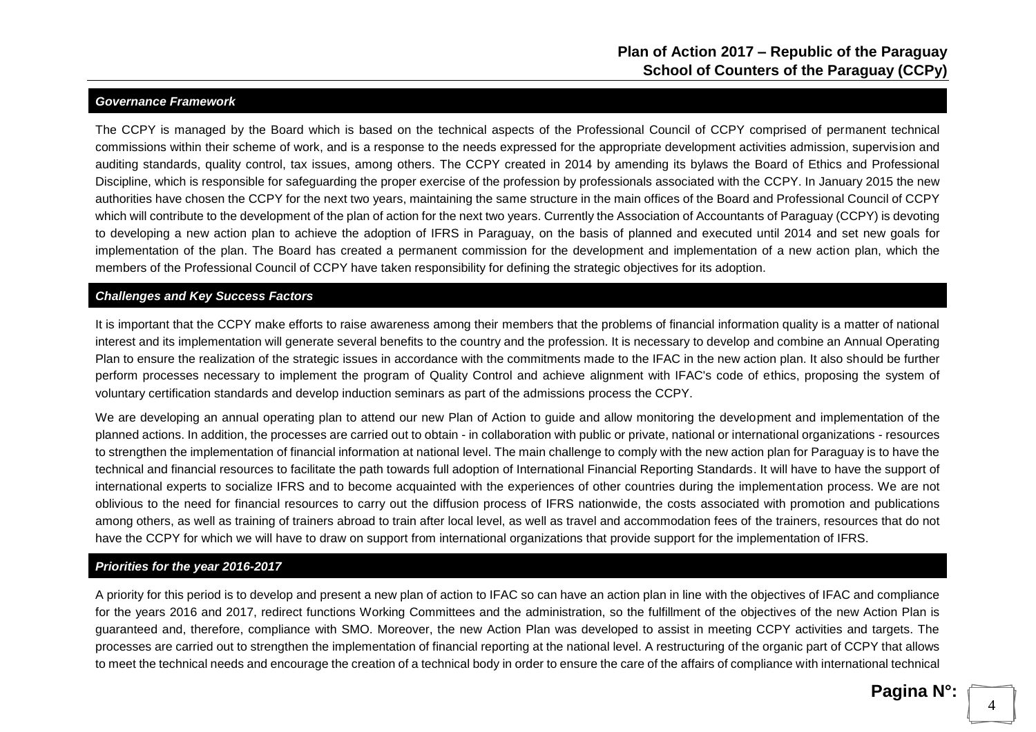### *Governance Framework*

The CCPY is managed by the Board which is based on the technical aspects of the Professional Council of CCPY comprised of permanent technical commissions within their scheme of work, and is a response to the needs expressed for the appropriate development activities admission, supervision and auditing standards, quality control, tax issues, among others. The CCPY created in 2014 by amending its bylaws the Board of Ethics and Professional Discipline, which is responsible for safeguarding the proper exercise of the profession by professionals associated with the CCPY. In January 2015 the new authorities have chosen the CCPY for the next two years, maintaining the same structure in the main offices of the Board and Professional Council of CCPY which will contribute to the development of the plan of action for the next two years. Currently the Association of Accountants of Paraguay (CCPY) is devoting to developing a new action plan to achieve the adoption of IFRS in Paraguay, on the basis of planned and executed until 2014 and set new goals for implementation of the plan. The Board has created a permanent commission for the development and implementation of a new action plan, which the members of the Professional Council of CCPY have taken responsibility for defining the strategic objectives for its adoption.

### *Challenges and Key Success Factors*

It is important that the CCPY make efforts to raise awareness among their members that the problems of financial information quality is a matter of national interest and its implementation will generate several benefits to the country and the profession. It is necessary to develop and combine an Annual Operating Plan to ensure the realization of the strategic issues in accordance with the commitments made to the IFAC in the new action plan. It also should be further perform processes necessary to implement the program of Quality Control and achieve alignment with IFAC's code of ethics, proposing the system of voluntary certification standards and develop induction seminars as part of the admissions process the CCPY.

We are developing an annual operating plan to attend our new Plan of Action to guide and allow monitoring the development and implementation of the planned actions. In addition, the processes are carried out to obtain - in collaboration with public or private, national or international organizations - resources to strengthen the implementation of financial information at national level. The main challenge to comply with the new action plan for Paraguay is to have the technical and financial resources to facilitate the path towards full adoption of International Financial Reporting Standards. It will have to have the support of international experts to socialize IFRS and to become acquainted with the experiences of other countries during the implementation process. We are not oblivious to the need for financial resources to carry out the diffusion process of IFRS nationwide, the costs associated with promotion and publications among others, as well as training of trainers abroad to train after local level, as well as travel and accommodation fees of the trainers, resources that do not have the CCPY for which we will have to draw on support from international organizations that provide support for the implementation of IFRS.

### *Priorities for the year 2016-2017*

A priority for this period is to develop and present a new plan of action to IFAC so can have an action plan in line with the objectives of IFAC and compliance for the years 2016 and 2017, redirect functions Working Committees and the administration, so the fulfillment of the objectives of the new Action Plan is guaranteed and, therefore, compliance with SMO. Moreover, the new Action Plan was developed to assist in meeting CCPY activities and targets. The processes are carried out to strengthen the implementation of financial reporting at the national level. A restructuring of the organic part of CCPY that allows to meet the technical needs and encourage the creation of a technical body in order to ensure the care of the affairs of compliance with international technical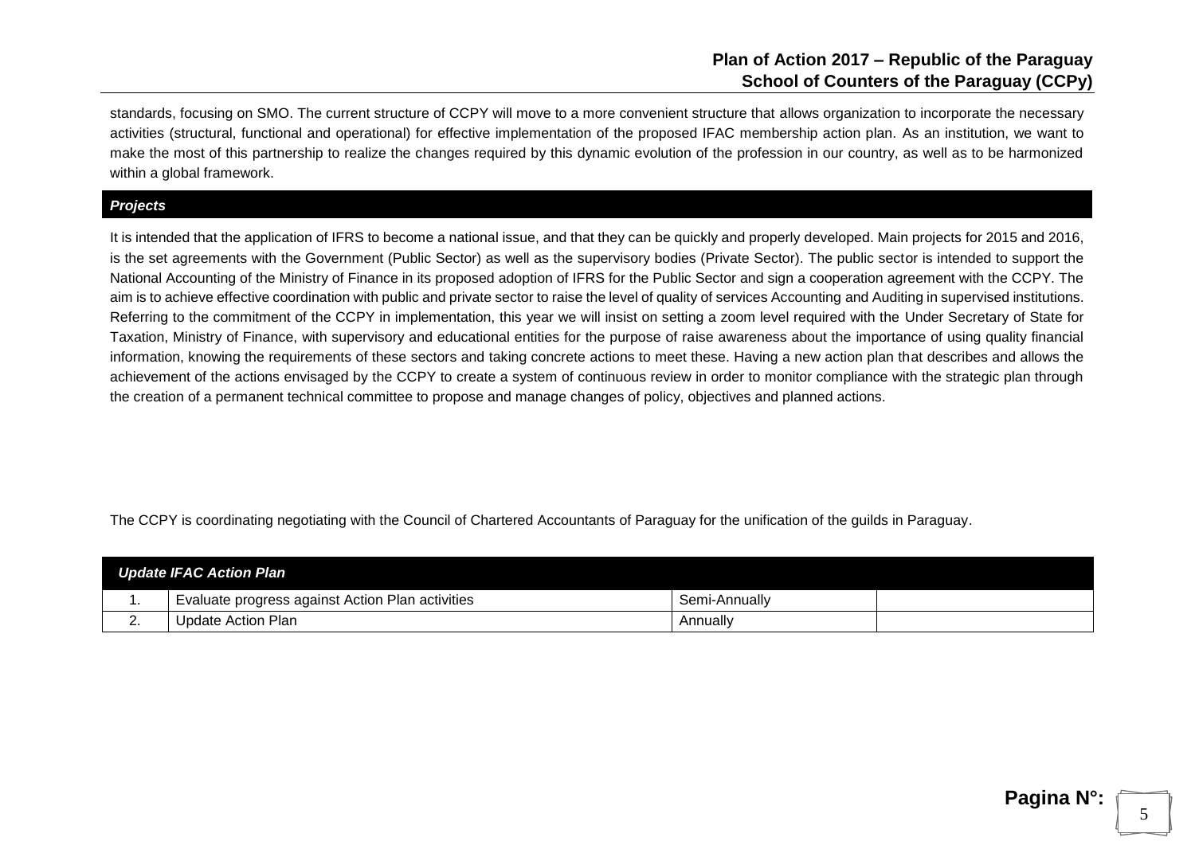standards, focusing on SMO. The current structure of CCPY will move to a more convenient structure that allows organization to incorporate the necessary activities (structural, functional and operational) for effective implementation of the proposed IFAC membership action plan. As an institution, we want to make the most of this partnership to realize the changes required by this dynamic evolution of the profession in our country, as well as to be harmonized within a global framework.

## *Projects*

It is intended that the application of IFRS to become a national issue, and that they can be quickly and properly developed. Main projects for 2015 and 2016, is the set agreements with the Government (Public Sector) as well as the supervisory bodies (Private Sector). The public sector is intended to support the National Accounting of the Ministry of Finance in its proposed adoption of IFRS for the Public Sector and sign a cooperation agreement with the CCPY. The aim is to achieve effective coordination with public and private sector to raise the level of quality of services Accounting and Auditing in supervised institutions. Referring to the commitment of the CCPY in implementation, this year we will insist on setting a zoom level required with the Under Secretary of State for Taxation, Ministry of Finance, with supervisory and educational entities for the purpose of raise awareness about the importance of using quality financial information, knowing the requirements of these sectors and taking concrete actions to meet these. Having a new action plan that describes and allows the achievement of the actions envisaged by the CCPY to create a system of continuous review in order to monitor compliance with the strategic plan through the creation of a permanent technical committee to propose and manage changes of policy, objectives and planned actions.

The CCPY is coordinating negotiating with the Council of Chartered Accountants of Paraguay for the unification of the guilds in Paraguay.

| *Update IFAC Action Plan* | | | |
|---|---|---|---|
| 1. | Evaluate progress against Action Plan activities | Semi-Annually | |
| 2. | Update Action Plan | Annually | |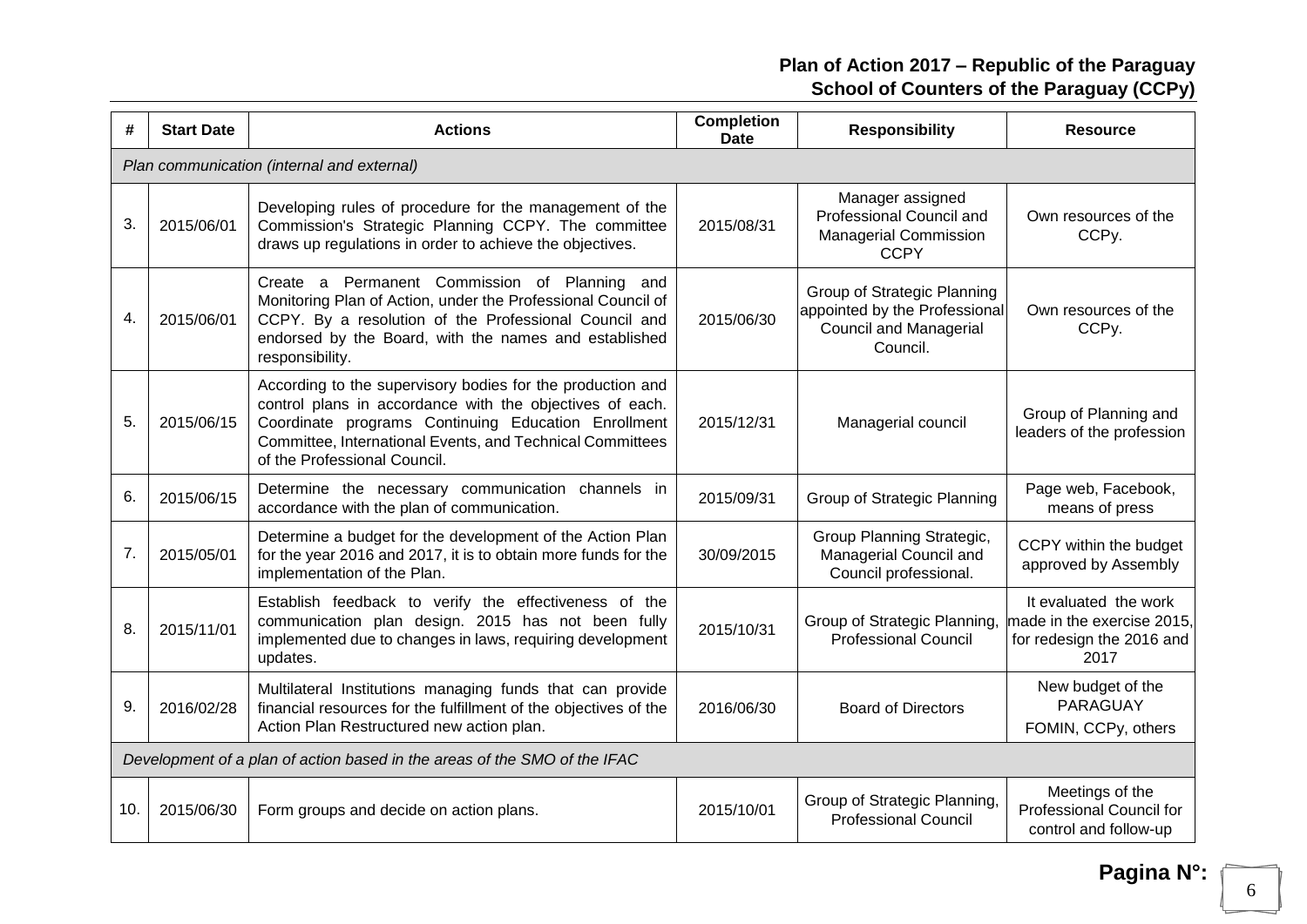| # | Start Date | Actions | Completion Date | Responsibility | Resource |
|---|---|---|---|---|---|
| *Plan communication (internal and external)* | | | | | |
| 3. | 2015/06/01 | Developing rules of procedure for the management of the Commission's Strategic Planning CCPY. The committee draws up regulations in order to achieve the objectives. | 2015/08/31 | Manager assigned Professional Council and Managerial Commission CCPY | Own resources of the CCPy. |
| 4. | 2015/06/01 | Create a Permanent Commission of Planning and Monitoring Plan of Action, under the Professional Council of CCPY. By a resolution of the Professional Council and endorsed by the Board, with the names and established responsibility. | 2015/06/30 | Group of Strategic Planning appointed by the Professional Council and Managerial Council. | Own resources of the CCPy. |
| 5. | 2015/06/15 | According to the supervisory bodies for the production and control plans in accordance with the objectives of each. Coordinate programs Continuing Education Enrollment Committee, International Events, and Technical Committees of the Professional Council. | 2015/12/31 | Managerial council | Group of Planning and leaders of the profession |
| 6. | 2015/06/15 | Determine the necessary communication channels in accordance with the plan of communication. | 2015/09/31 | Group of Strategic Planning | Page web, Facebook, means of press |
| 7. | 2015/05/01 | Determine a budget for the development of the Action Plan for the year 2016 and 2017, it is to obtain more funds for the implementation of the Plan. | 30/09/2015 | Group Planning Strategic, Managerial Council and Council professional. | CCPY within the budget approved by Assembly |
| 8. | 2015/11/01 | Establish feedback to verify the effectiveness of the communication plan design. 2015 has not been fully implemented due to changes in laws, requiring development updates. | 2015/10/31 | Group of Strategic Planning, Professional Council | It evaluated the work made in the exercise 2015, for redesign the 2016 and 2017 |
| 9. | 2016/02/28 | Multilateral Institutions managing funds that can provide financial resources for the fulfillment of the objectives of the Action Plan Restructured new action plan. | 2016/06/30 | Board of Directors | New budget of the PARAGUAY FOMIN, CCPy, others |
| *Development of a plan of action based in the areas of the SMO of the IFAC* | | | | | |
| 10. | 2015/06/30 | Form groups and decide on action plans. | 2015/10/01 | Group of Strategic Planning, Professional Council | Meetings of the Professional Council for control and follow-up |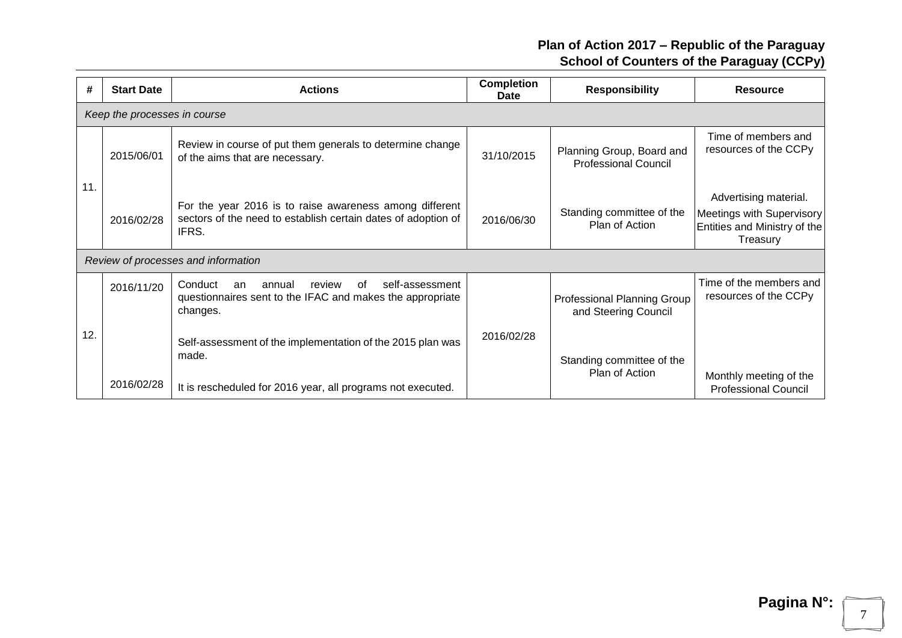| # | Start Date | Actions | Completion Date | Responsibility | Resource |
|---|---|---|---|---|---|
| *Keep the processes in course* | | | | | |
| 11. | 2015/06/01 | Review in course of put them generals to determine change of the aims that are necessary. | 31/10/2015 | Planning Group, Board and Professional Council | Time of members and resources of the CCPy |
| | 2016/02/28 | For the year 2016 is to raise awareness among different sectors of the need to establish certain dates of adoption of IFRS. | 2016/06/30 | Standing committee of the Plan of Action | Advertising material. Meetings with Supervisory Entities and Ministry of the Treasury |
| *Review of processes and information* | | | | | |
| 12. | 2016/11/20 | Conduct an annual review of self-assessment questionnaires sent to the IFAC and makes the appropriate changes. | 2016/02/28 | Professional Planning Group and Steering Council | Time of the members and resources of the CCPy |
| | 2016/02/28 | Self-assessment of the implementation of the 2015 plan was made. It is rescheduled for 2016 year, all programs not executed. | | Standing committee of the Plan of Action | Monthly meeting of the Professional Council |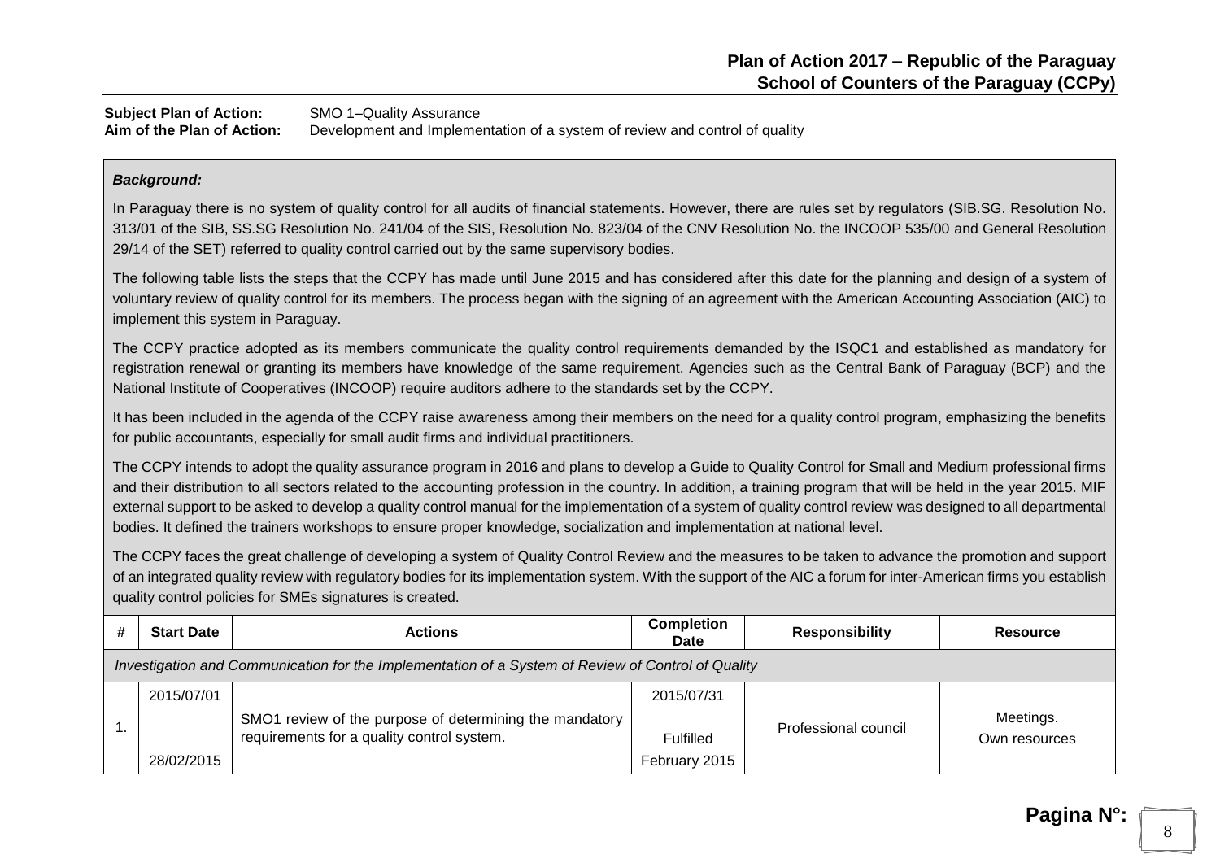**Plan of Action 2017 – Republic of the Paraguay**
**School of Counters of the Paraguay (CCPy)**

**Subject Plan of Action:** SMO 1–Quality Assurance
**Aim of the Plan of Action:** Development and Implementation of a system of review and control of quality

***Background:***

In Paraguay there is no system of quality control for all audits of financial statements. However, there are rules set by regulators (SIB.SG. Resolution No. 313/01 of the SIB, SS.SG Resolution No. 241/04 of the SIS, Resolution No. 823/04 of the CNV Resolution No. the INCOOP 535/00 and General Resolution 29/14 of the SET) referred to quality control carried out by the same supervisory bodies.

The following table lists the steps that the CCPY has made until June 2015 and has considered after this date for the planning and design of a system of voluntary review of quality control for its members. The process began with the signing of an agreement with the American Accounting Association (AIC) to implement this system in Paraguay.

The CCPY practice adopted as its members communicate the quality control requirements demanded by the ISQC1 and established as mandatory for registration renewal or granting its members have knowledge of the same requirement. Agencies such as the Central Bank of Paraguay (BCP) and the National Institute of Cooperatives (INCOOP) require auditors adhere to the standards set by the CCPY.

It has been included in the agenda of the CCPY raise awareness among their members on the need for a quality control program, emphasizing the benefits for public accountants, especially for small audit firms and individual practitioners.

The CCPY intends to adopt the quality assurance program in 2016 and plans to develop a Guide to Quality Control for Small and Medium professional firms and their distribution to all sectors related to the accounting profession in the country. In addition, a training program that will be held in the year 2015. MIF external support to be asked to develop a quality control manual for the implementation of a system of quality control review was designed to all departmental bodies. It defined the trainers workshops to ensure proper knowledge, socialization and implementation at national level.

The CCPY faces the great challenge of developing a system of Quality Control Review and the measures to be taken to advance the promotion and support of an integrated quality review with regulatory bodies for its implementation system. With the support of the AIC a forum for inter-American firms you establish quality control policies for SMEs signatures is created.

| # | Start Date | Actions | Completion Date | Responsibility | Resource |
|---|---|---|---|---|---|
| *Investigation and Communication for the Implementation of a System of Review of Control of Quality* | | | | | |
| 1. | 2015/07/01<br>28/02/2015 | SMO1 review of the purpose of determining the mandatory requirements for a quality control system. | 2015/07/31<br>Fulfilled<br>February 2015 | Professional council | Meetings.<br>Own resources |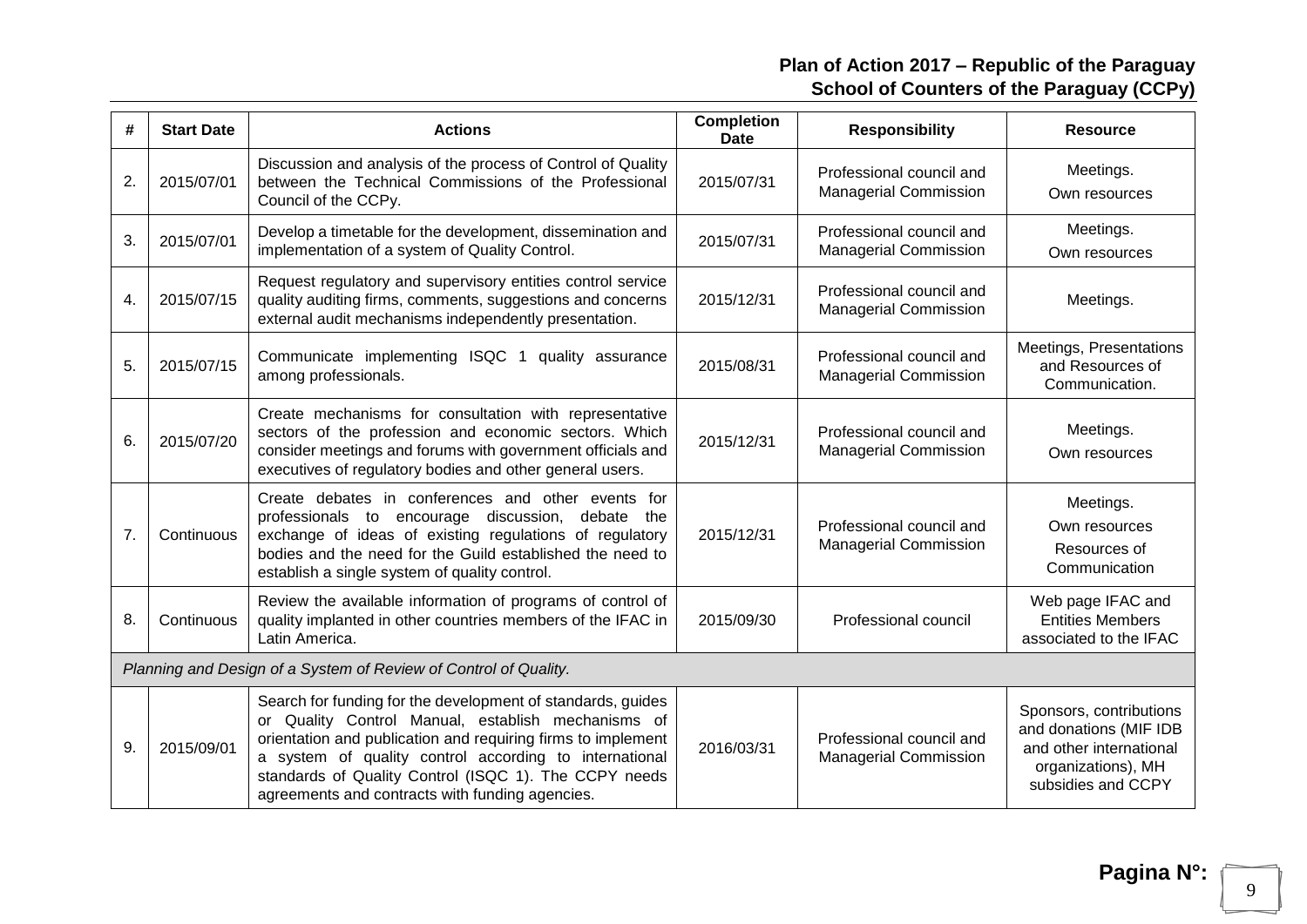| # | Start Date | Actions | Completion Date | Responsibility | Resource |
|---|---|---|---|---|---|
| 2. | 2015/07/01 | Discussion and analysis of the process of Control of Quality between the Technical Commissions of the Professional Council of the CCPy. | 2015/07/31 | Professional council and Managerial Commission | Meetings. Own resources |
| 3. | 2015/07/01 | Develop a timetable for the development, dissemination and implementation of a system of Quality Control. | 2015/07/31 | Professional council and Managerial Commission | Meetings. Own resources |
| 4. | 2015/07/15 | Request regulatory and supervisory entities control service quality auditing firms, comments, suggestions and concerns external audit mechanisms independently presentation. | 2015/12/31 | Professional council and Managerial Commission | Meetings. |
| 5. | 2015/07/15 | Communicate implementing ISQC 1 quality assurance among professionals. | 2015/08/31 | Professional council and Managerial Commission | Meetings, Presentations and Resources of Communication. |
| 6. | 2015/07/20 | Create mechanisms for consultation with representative sectors of the profession and economic sectors. Which consider meetings and forums with government officials and executives of regulatory bodies and other general users. | 2015/12/31 | Professional council and Managerial Commission | Meetings. Own resources |
| 7. | Continuous | Create debates in conferences and other events for professionals to encourage discussion, debate the exchange of ideas of existing regulations of regulatory bodies and the need for the Guild established the need to establish a single system of quality control. | 2015/12/31 | Professional council and Managerial Commission | Meetings. Own resources Resources of Communication |
| 8. | Continuous | Review the available information of programs of control of quality implanted in other countries members of the IFAC in Latin America. | 2015/09/30 | Professional council | Web page IFAC and Entities Members associated to the IFAC |
| *Planning and Design of a System of Review of Control of Quality.* | | | | | |
| 9. | 2015/09/01 | Search for funding for the development of standards, guides or Quality Control Manual, establish mechanisms of orientation and publication and requiring firms to implement a system of quality control according to international standards of Quality Control (ISQC 1). The CCPY needs agreements and contracts with funding agencies. | 2016/03/31 | Professional council and Managerial Commission | Sponsors, contributions and donations (MIF IDB and other international organizations), MH subsidies and CCPY |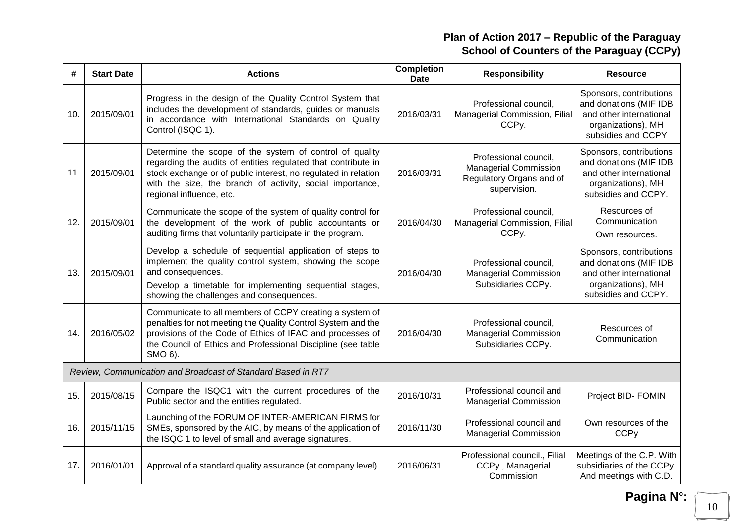| # | Start Date | Actions | Completion Date | Responsibility | Resource |
|---|---|---|---|---|---|
| 10. | 2015/09/01 | Progress in the design of the Quality Control System that includes the development of standards, guides or manuals in accordance with International Standards on Quality Control (ISQC 1). | 2016/03/31 | Professional council, Managerial Commission, Filial CCPy. | Sponsors, contributions and donations (MIF IDB and other international organizations), MH subsidies and CCPY |
| 11. | 2015/09/01 | Determine the scope of the system of control of quality regarding the audits of entities regulated that contribute in stock exchange or of public interest, no regulated in relation with the size, the branch of activity, social importance, regional influence, etc. | 2016/03/31 | Professional council, Managerial Commission Regulatory Organs and of supervision. | Sponsors, contributions and donations (MIF IDB and other international organizations), MH subsidies and CCPY. |
| 12. | 2015/09/01 | Communicate the scope of the system of quality control for the development of the work of public accountants or auditing firms that voluntarily participate in the program. | 2016/04/30 | Professional council, Managerial Commission, Filial CCPy. | Resources of Communication<br>Own resources. |
| 13. | 2015/09/01 | Develop a schedule of sequential application of steps to implement the quality control system, showing the scope and consequences.<br>Develop a timetable for implementing sequential stages, showing the challenges and consequences. | 2016/04/30 | Professional council, Managerial Commission Subsidiaries CCPy. | Sponsors, contributions and donations (MIF IDB and other international organizations), MH subsidies and CCPY. |
| 14. | 2016/05/02 | Communicate to all members of CCPY creating a system of penalties for not meeting the Quality Control System and the provisions of the Code of Ethics of IFAC and processes of the Council of Ethics and Professional Discipline (see table SMO 6). | 2016/04/30 | Professional council, Managerial Commission Subsidiaries CCPy. | Resources of Communication |
| *Review, Communication and Broadcast of Standard Based in RT7* | | | | | |
| 15. | 2015/08/15 | Compare the ISQC1 with the current procedures of the Public sector and the entities regulated. | 2016/10/31 | Professional council and Managerial Commission | Project BID- FOMIN |
| 16. | 2015/11/15 | Launching of the FORUM OF INTER-AMERICAN FIRMS for SMEs, sponsored by the AIC, by means of the application of the ISQC 1 to level of small and average signatures. | 2016/11/30 | Professional council and Managerial Commission | Own resources of the CCPy |
| 17. | 2016/01/01 | Approval of a standard quality assurance (at company level). | 2016/06/31 | Professional council., Filial CCPy , Managerial Commission | Meetings of the C.P. With subsidiaries of the CCPy. And meetings with C.D. |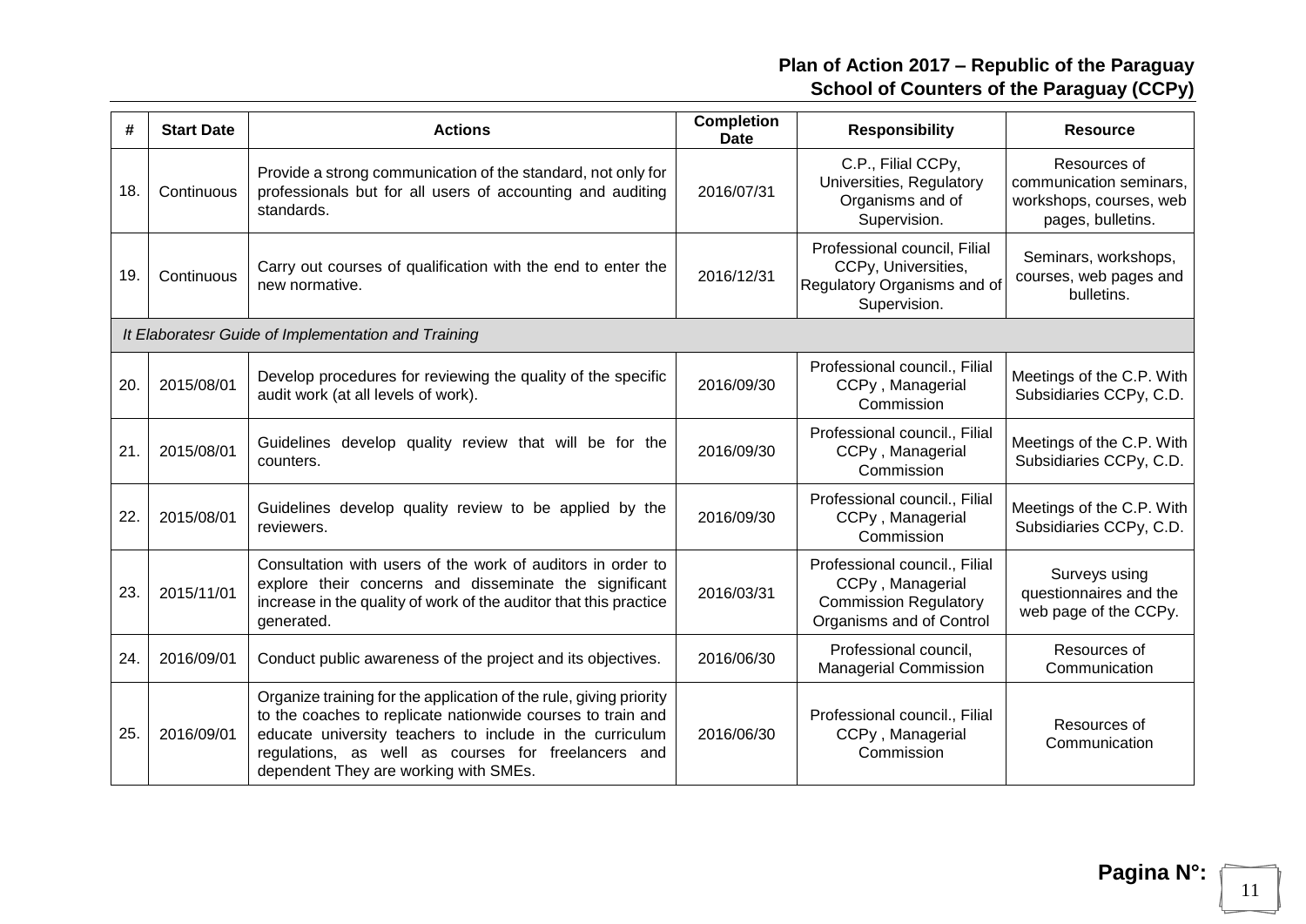| # | Start Date | Actions | Completion Date | Responsibility | Resource |
|---|---|---|---|---|---|
| 18. | Continuous | Provide a strong communication of the standard, not only for professionals but for all users of accounting and auditing standards. | 2016/07/31 | C.P., Filial CCPy, Universities, Regulatory Organisms and of Supervision. | Resources of communication seminars, workshops, courses, web pages, bulletins. |
| 19. | Continuous | Carry out courses of qualification with the end to enter the new normative. | 2016/12/31 | Professional council, Filial CCPy, Universities, Regulatory Organisms and of Supervision. | Seminars, workshops, courses, web pages and bulletins. |
| *It Elaboratesr Guide of Implementation and Training* | | | | | |
| 20. | 2015/08/01 | Develop procedures for reviewing the quality of the specific audit work (at all levels of work). | 2016/09/30 | Professional council., Filial CCPy , Managerial Commission | Meetings of the C.P. With Subsidiaries CCPy, C.D. |
| 21. | 2015/08/01 | Guidelines develop quality review that will be for the counters. | 2016/09/30 | Professional council., Filial CCPy , Managerial Commission | Meetings of the C.P. With Subsidiaries CCPy, C.D. |
| 22. | 2015/08/01 | Guidelines develop quality review to be applied by the reviewers. | 2016/09/30 | Professional council., Filial CCPy , Managerial Commission | Meetings of the C.P. With Subsidiaries CCPy, C.D. |
| 23. | 2015/11/01 | Consultation with users of the work of auditors in order to explore their concerns and disseminate the significant increase in the quality of work of the auditor that this practice generated. | 2016/03/31 | Professional council., Filial CCPy , Managerial Commission Regulatory Organisms and of Control | Surveys using questionnaires and the web page of the CCPy. |
| 24. | 2016/09/01 | Conduct public awareness of the project and its objectives. | 2016/06/30 | Professional council, Managerial Commission | Resources of Communication |
| 25. | 2016/09/01 | Organize training for the application of the rule, giving priority to the coaches to replicate nationwide courses to train and educate university teachers to include in the curriculum regulations, as well as courses for freelancers and dependent They are working with SMEs. | 2016/06/30 | Professional council., Filial CCPy , Managerial Commission | Resources of Communication |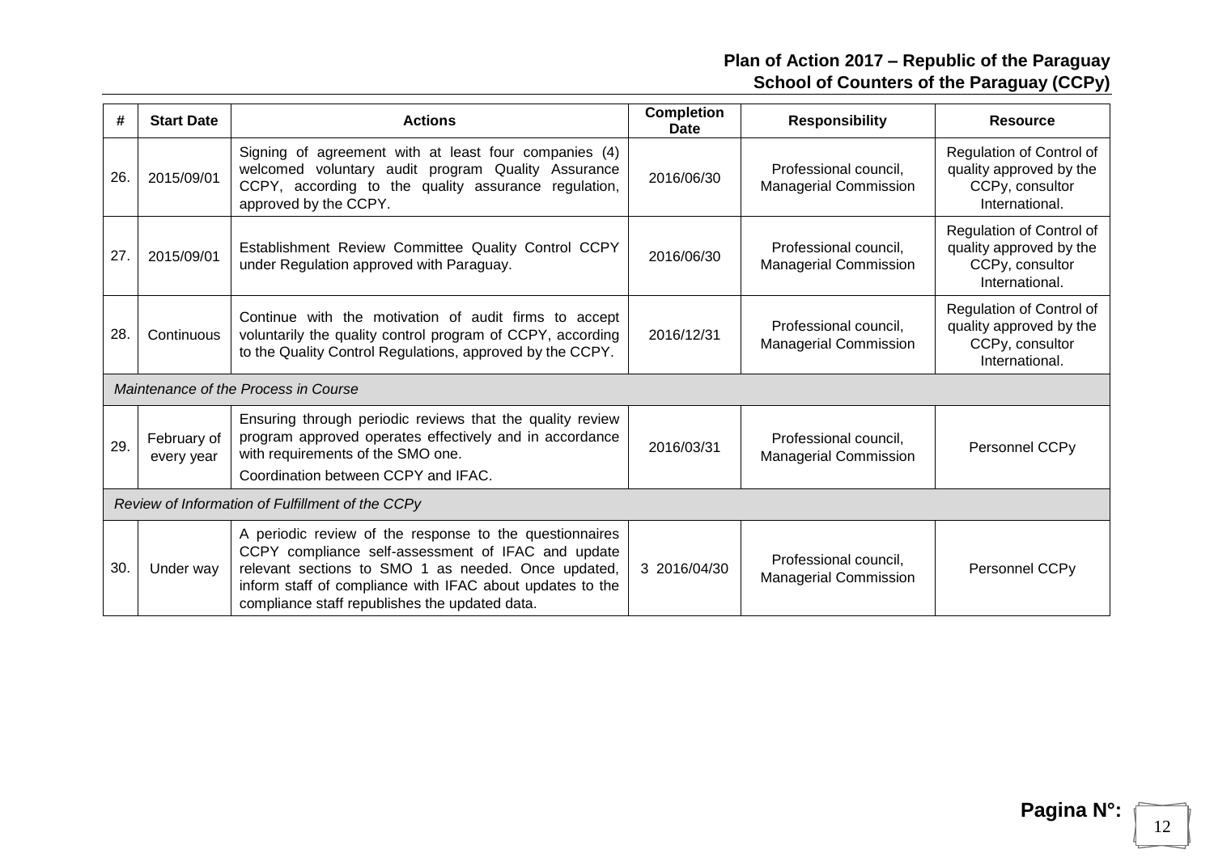| # | Start Date | Actions | Completion Date | Responsibility | Resource |
|---|---|---|---|---|---|
| 26. | 2015/09/01 | Signing of agreement with at least four companies (4) welcomed voluntary audit program Quality Assurance CCPY, according to the quality assurance regulation, approved by the CCPY. | 2016/06/30 | Professional council, Managerial Commission | Regulation of Control of quality approved by the CCPy, consultor International. |
| 27. | 2015/09/01 | Establishment Review Committee Quality Control CCPY under Regulation approved with Paraguay. | 2016/06/30 | Professional council, Managerial Commission | Regulation of Control of quality approved by the CCPy, consultor International. |
| 28. | Continuous | Continue with the motivation of audit firms to accept voluntarily the quality control program of CCPY, according to the Quality Control Regulations, approved by the CCPY. | 2016/12/31 | Professional council, Managerial Commission | Regulation of Control of quality approved by the CCPy, consultor International. |
| *Maintenance of the Process in Course* | | | | | |
| 29. | February of every year | Ensuring through periodic reviews that the quality review program approved operates effectively and in accordance with requirements of the SMO one.<br>Coordination between CCPY and IFAC. | 2016/03/31 | Professional council, Managerial Commission | Personnel CCPy |
| *Review of Information of Fulfillment of the CCPy* | | | | | |
| 30. | Under way | A periodic review of the response to the questionnaires CCPY compliance self-assessment of IFAC and update relevant sections to SMO 1 as needed. Once updated, inform staff of compliance with IFAC about updates to the compliance staff republishes the updated data. | 3 2016/04/30 | Professional council, Managerial Commission | Personnel CCPy |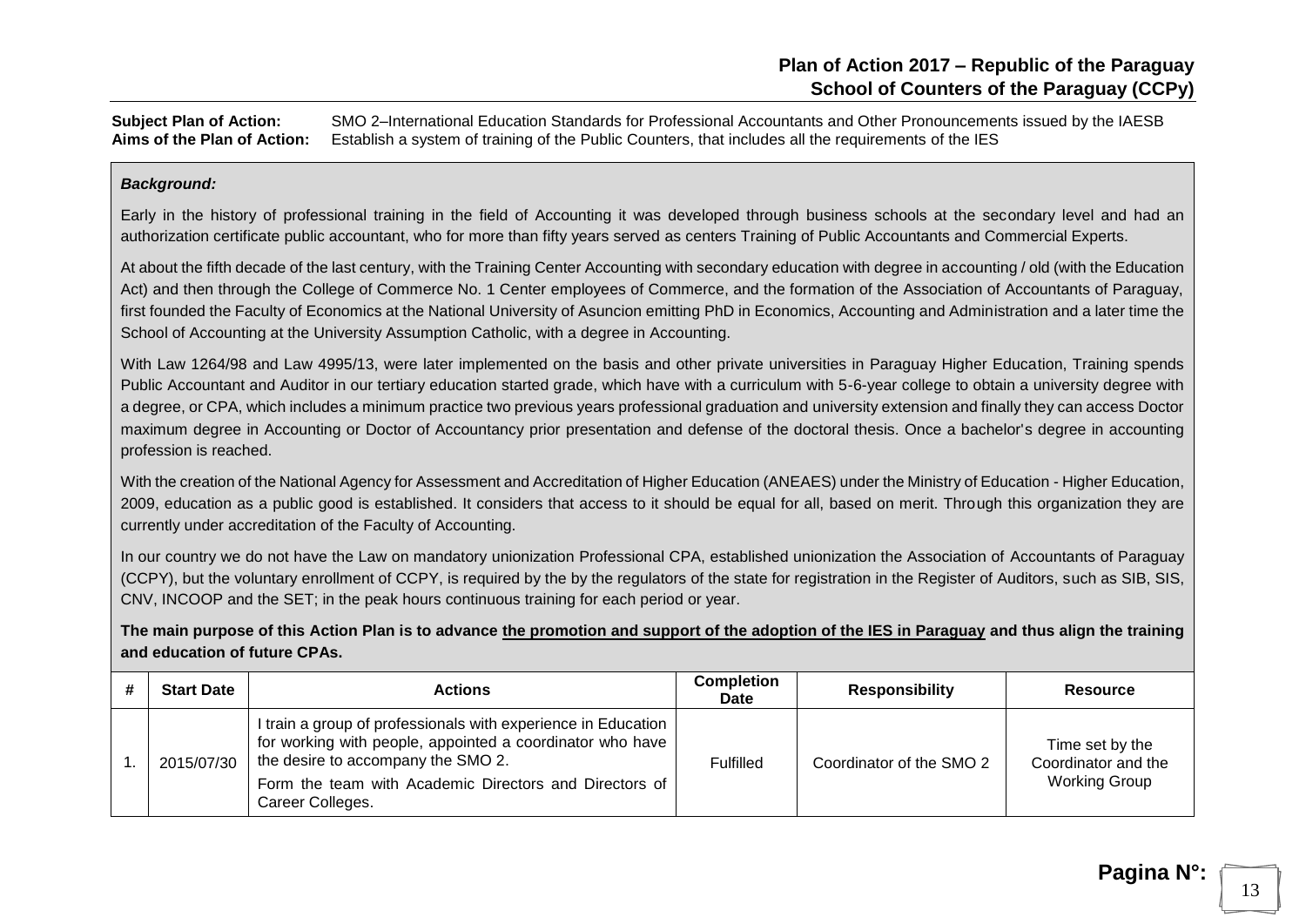## Plan of Action 2017 – Republic of the Paraguay
## School of Counters of the Paraguay (CCPy)

**Subject Plan of Action:** SMO 2–International Education Standards for Professional Accountants and Other Pronouncements issued by the IAESB

**Aims of the Plan of Action:** Establish a system of training of the Public Counters, that includes all the requirements of the IES

***Background:***

Early in the history of professional training in the field of Accounting it was developed through business schools at the secondary level and had an authorization certificate public accountant, who for more than fifty years served as centers Training of Public Accountants and Commercial Experts.

At about the fifth decade of the last century, with the Training Center Accounting with secondary education with degree in accounting / old (with the Education Act) and then through the College of Commerce No. 1 Center employees of Commerce, and the formation of the Association of Accountants of Paraguay, first founded the Faculty of Economics at the National University of Asuncion emitting PhD in Economics, Accounting and Administration and a later time the School of Accounting at the University Assumption Catholic, with a degree in Accounting.

With Law 1264/98 and Law 4995/13, were later implemented on the basis and other private universities in Paraguay Higher Education, Training spends Public Accountant and Auditor in our tertiary education started grade, which have with a curriculum with 5-6-year college to obtain a university degree with a degree, or CPA, which includes a minimum practice two previous years professional graduation and university extension and finally they can access Doctor maximum degree in Accounting or Doctor of Accountancy prior presentation and defense of the doctoral thesis. Once a bachelor's degree in accounting profession is reached.

With the creation of the National Agency for Assessment and Accreditation of Higher Education (ANEAES) under the Ministry of Education - Higher Education, 2009, education as a public good is established. It considers that access to it should be equal for all, based on merit. Through this organization they are currently under accreditation of the Faculty of Accounting.

In our country we do not have the Law on mandatory unionization Professional CPA, established unionization the Association of Accountants of Paraguay (CCPY), but the voluntary enrollment of CCPY, is required by the by the regulators of the state for registration in the Register of Auditors, such as SIB, SIS, CNV, INCOOP and the SET; in the peak hours continuous training for each period or year.

**The main purpose of this Action Plan is to advance <u>the promotion and support of the adoption of the IES in Paraguay</u> and thus align the training and education of future CPAs.**

| # | Start Date | Actions | Completion Date | Responsibility | Resource |
|---|---|---|---|---|---|
| 1. | 2015/07/30 | I train a group of professionals with experience in Education for working with people, appointed a coordinator who have the desire to accompany the SMO 2.<br>Form the team with Academic Directors and Directors of Career Colleges. | Fulfilled | Coordinator of the SMO 2 | Time set by the Coordinator and the Working Group |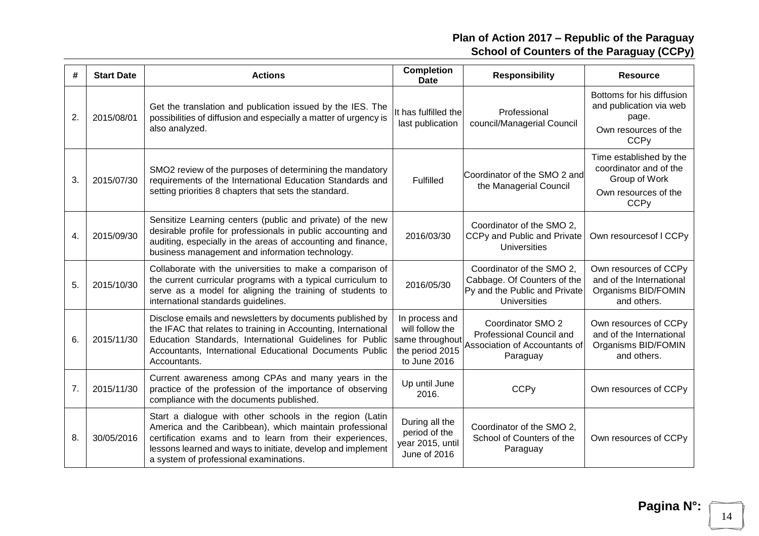**Plan of Action 2017 – Republic of the Paraguay**
**School of Counters of the Paraguay (CCPy)**

| # | Start Date | Actions | Completion Date | Responsibility | Resource |
|---|---|---|---|---|---|
| 2. | 2015/08/01 | Get the translation and publication issued by the IES. The possibilities of diffusion and especially a matter of urgency is also analyzed. | It has fulfilled the last publication | Professional council/Managerial Council | Bottoms for his diffusion and publication via web page. Own resources of the CCPy |
| 3. | 2015/07/30 | SMO2 review of the purposes of determining the mandatory requirements of the International Education Standards and setting priorities 8 chapters that sets the standard. | Fulfilled | Coordinator of the SMO 2 and the Managerial Council | Time established by the coordinator and of the Group of Work Own resources of the CCPy |
| 4. | 2015/09/30 | Sensitize Learning centers (public and private) of the new desirable profile for professionals in public accounting and auditing, especially in the areas of accounting and finance, business management and information technology. | 2016/03/30 | Coordinator of the SMO 2, CCPy and Public and Private Universities | Own resourcesof l CCPy |
| 5. | 2015/10/30 | Collaborate with the universities to make a comparison of the current curricular programs with a typical curriculum to serve as a model for aligning the training of students to international standards guidelines. | 2016/05/30 | Coordinator of the SMO 2, Cabbage. Of Counters of the Py and the Public and Private Universities | Own resources of CCPy and of the International Organisms BID/FOMIN and others. |
| 6. | 2015/11/30 | Disclose emails and newsletters by documents published by the IFAC that relates to training in Accounting, International Education Standards, International Guidelines for Public Accountants, International Educational Documents Public Accountants. | In process and will follow the same throughout the period 2015 to June 2016 | Coordinator SMO 2 Professional Council and Association of Accountants of Paraguay | Own resources of CCPy and of the International Organisms BID/FOMIN and others. |
| 7. | 2015/11/30 | Current awareness among CPAs and many years in the practice of the profession of the importance of observing compliance with the documents published. | Up until June 2016. | CCPy | Own resources of CCPy |
| 8. | 30/05/2016 | Start a dialogue with other schools in the region (Latin America and the Caribbean), which maintain professional certification exams and to learn from their experiences, lessons learned and ways to initiate, develop and implement a system of professional examinations. | During all the period of the year 2015, until June of 2016 | Coordinator of the SMO 2, School of Counters of the Paraguay | Own resources of CCPy |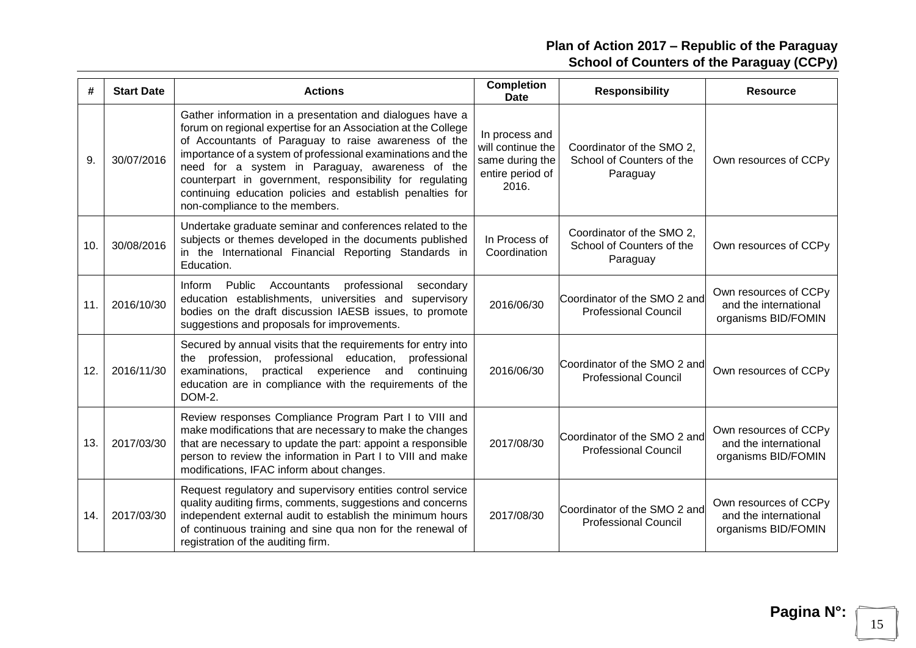| # | Start Date | Actions | Completion Date | Responsibility | Resource |
|---|---|---|---|---|---|
| 9. | 30/07/2016 | Gather information in a presentation and dialogues have a forum on regional expertise for an Association at the College of Accountants of Paraguay to raise awareness of the importance of a system of professional examinations and the need for a system in Paraguay, awareness of the counterpart in government, responsibility for regulating continuing education policies and establish penalties for non-compliance to the members. | In process and will continue the same during the entire period of 2016. | Coordinator of the SMO 2, School of Counters of the Paraguay | Own resources of CCPy |
| 10. | 30/08/2016 | Undertake graduate seminar and conferences related to the subjects or themes developed in the documents published in the International Financial Reporting Standards in Education. | In Process of Coordination | Coordinator of the SMO 2, School of Counters of the Paraguay | Own resources of CCPy |
| 11. | 2016/10/30 | Inform Public Accountants professional secondary education establishments, universities and supervisory bodies on the draft discussion IAESB issues, to promote suggestions and proposals for improvements. | 2016/06/30 | Coordinator of the SMO 2 and Professional Council | Own resources of CCPy and the international organisms BID/FOMIN |
| 12. | 2016/11/30 | Secured by annual visits that the requirements for entry into the profession, professional education, professional examinations, practical experience and continuing education are in compliance with the requirements of the DOM-2. | 2016/06/30 | Coordinator of the SMO 2 and Professional Council | Own resources of CCPy |
| 13. | 2017/03/30 | Review responses Compliance Program Part I to VIII and make modifications that are necessary to make the changes that are necessary to update the part: appoint a responsible person to review the information in Part I to VIII and make modifications, IFAC inform about changes. | 2017/08/30 | Coordinator of the SMO 2 and Professional Council | Own resources of CCPy and the international organisms BID/FOMIN |
| 14. | 2017/03/30 | Request regulatory and supervisory entities control service quality auditing firms, comments, suggestions and concerns independent external audit to establish the minimum hours of continuous training and sine qua non for the renewal of registration of the auditing firm. | 2017/08/30 | Coordinator of the SMO 2 and Professional Council | Own resources of CCPy and the international organisms BID/FOMIN |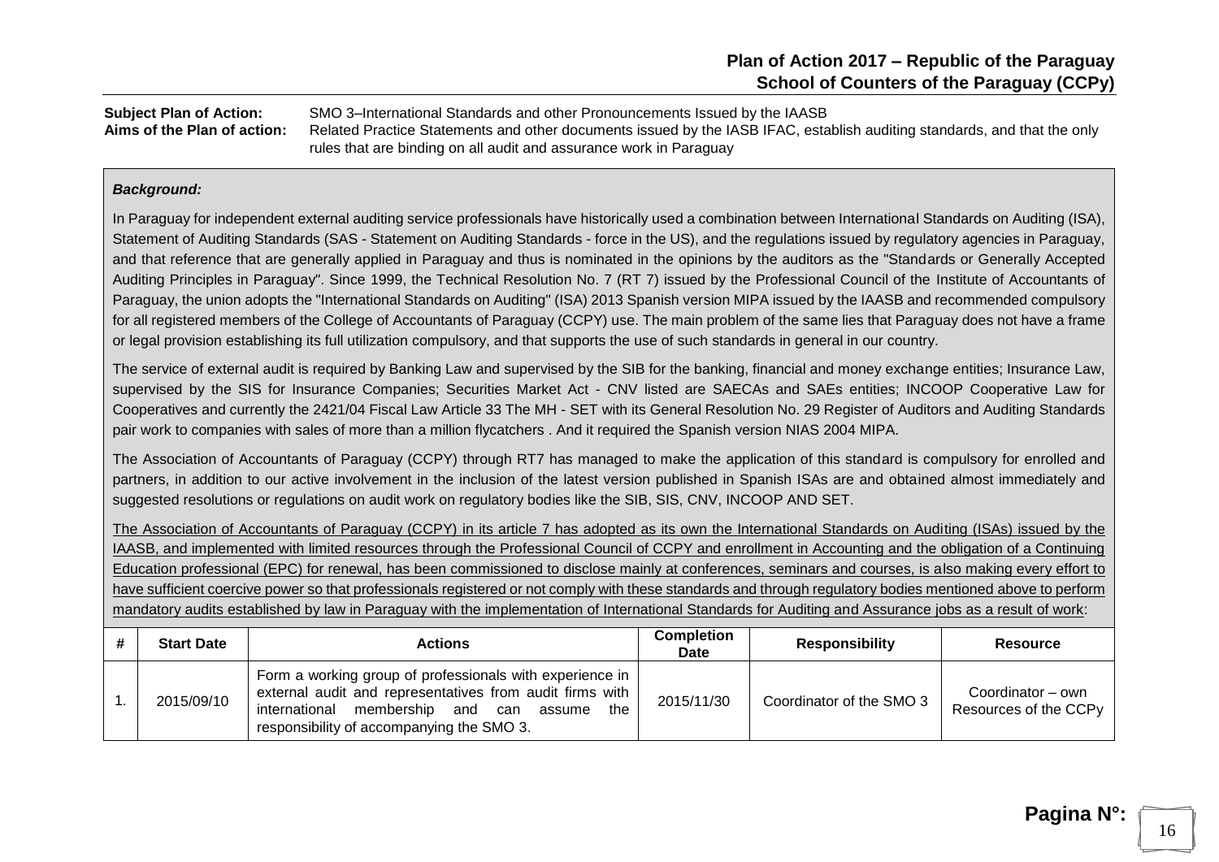## Plan of Action 2017 – Republic of the Paraguay
## School of Counters of the Paraguay (CCPy)

**Subject Plan of Action:** SMO 3–International Standards and other Pronouncements Issued by the IAASB

**Aims of the Plan of action:** Related Practice Statements and other documents issued by the IASB IFAC, establish auditing standards, and that the only rules that are binding on all audit and assurance work in Paraguay

***Background:***

In Paraguay for independent external auditing service professionals have historically used a combination between International Standards on Auditing (ISA), Statement of Auditing Standards (SAS - Statement on Auditing Standards - force in the US), and the regulations issued by regulatory agencies in Paraguay, and that reference that are generally applied in Paraguay and thus is nominated in the opinions by the auditors as the "Standards or Generally Accepted Auditing Principles in Paraguay". Since 1999, the Technical Resolution No. 7 (RT 7) issued by the Professional Council of the Institute of Accountants of Paraguay, the union adopts the "International Standards on Auditing" (ISA) 2013 Spanish version MIPA issued by the IAASB and recommended compulsory for all registered members of the College of Accountants of Paraguay (CCPY) use. The main problem of the same lies that Paraguay does not have a frame or legal provision establishing its full utilization compulsory, and that supports the use of such standards in general in our country.

The service of external audit is required by Banking Law and supervised by the SIB for the banking, financial and money exchange entities; Insurance Law, supervised by the SIS for Insurance Companies; Securities Market Act - CNV listed are SAECAs and SAEs entities; INCOOP Cooperative Law for Cooperatives and currently the 2421/04 Fiscal Law Article 33 The MH - SET with its General Resolution No. 29 Register of Auditors and Auditing Standards pair work to companies with sales of more than a million flycatchers . And it required the Spanish version NIAS 2004 MIPA.

The Association of Accountants of Paraguay (CCPY) through RT7 has managed to make the application of this standard is compulsory for enrolled and partners, in addition to our active involvement in the inclusion of the latest version published in Spanish ISAs are and obtained almost immediately and suggested resolutions or regulations on audit work on regulatory bodies like the SIB, SIS, CNV, INCOOP AND SET.

<u>The Association of Accountants of Paraguay (CCPY) in its article 7 has adopted as its own the International Standards on Auditing (ISAs) issued by the IAASB, and implemented with limited resources through the Professional Council of CCPY and enrollment in Accounting and the obligation of a Continuing Education professional (EPC) for renewal, has been commissioned to disclose mainly at conferences, seminars and courses, is also making every effort to have sufficient coercive power so that professionals registered or not comply with these standards and through regulatory bodies mentioned above to perform mandatory audits established by law in Paraguay with the implementation of International Standards for Auditing and Assurance jobs as a result of work</u>:

| # | Start Date | Actions | Completion Date | Responsibility | Resource |
|---|---|---|---|---|---|
| 1. | 2015/09/10 | Form a working group of professionals with experience in external audit and representatives from audit firms with international membership and can assume the responsibility of accompanying the SMO 3. | 2015/11/30 | Coordinator of the SMO 3 | Coordinator – own Resources of the CCPy |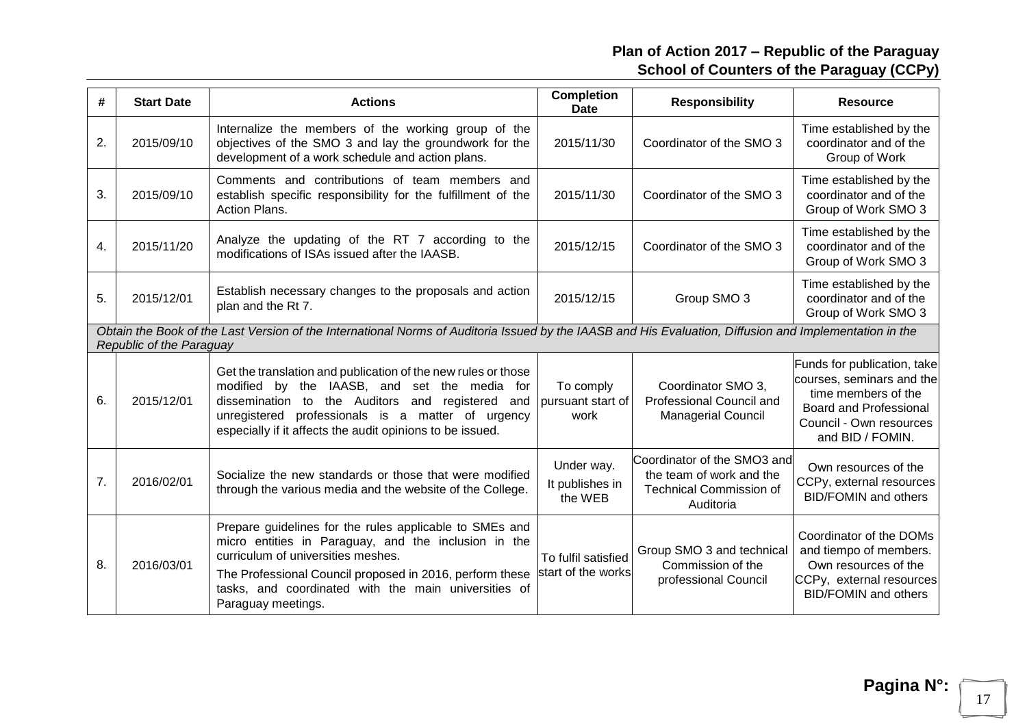| # | Start Date | Actions | Completion Date | Responsibility | Resource |
|---|---|---|---|---|---|
| 2. | 2015/09/10 | Internalize the members of the working group of the objectives of the SMO 3 and lay the groundwork for the development of a work schedule and action plans. | 2015/11/30 | Coordinator of the SMO 3 | Time established by the coordinator and of the Group of Work |
| 3. | 2015/09/10 | Comments and contributions of team members and establish specific responsibility for the fulfillment of the Action Plans. | 2015/11/30 | Coordinator of the SMO 3 | Time established by the coordinator and of the Group of Work SMO 3 |
| 4. | 2015/11/20 | Analyze the updating of the RT 7 according to the modifications of ISAs issued after the IAASB. | 2015/12/15 | Coordinator of the SMO 3 | Time established by the coordinator and of the Group of Work SMO 3 |
| 5. | 2015/12/01 | Establish necessary changes to the proposals and action plan and the Rt 7. | 2015/12/15 | Group SMO 3 | Time established by the coordinator and of the Group of Work SMO 3 |
| *Obtain the Book of the Last Version of the International Norms of Auditoria Issued by the IAASB and His Evaluation, Diffusion and Implementation in the Republic of the Paraguay* | | | | | |
| 6. | 2015/12/01 | Get the translation and publication of the new rules or those modified by the IAASB, and set the media for dissemination to the Auditors and registered and unregistered professionals is a matter of urgency especially if it affects the audit opinions to be issued. | To comply pursuant start of work | Coordinator SMO 3, Professional Council and Managerial Council | Funds for publication, take courses, seminars and the time members of the Board and Professional Council - Own resources and BID / FOMIN. |
| 7. | 2016/02/01 | Socialize the new standards or those that were modified through the various media and the website of the College. | Under way. It publishes in the WEB | Coordinator of the SMO3 and the team of work and the Technical Commission of Auditoria | Own resources of the CCPy, external resources BID/FOMIN and others |
| 8. | 2016/03/01 | Prepare guidelines for the rules applicable to SMEs and micro entities in Paraguay, and the inclusion in the curriculum of universities meshes. The Professional Council proposed in 2016, perform these tasks, and coordinated with the main universities of Paraguay meetings. | To fulfil satisfied start of the works | Group SMO 3 and technical Commission of the professional Council | Coordinator of the DOMs and tiempo of members. Own resources of the CCPy, external resources BID/FOMIN and others |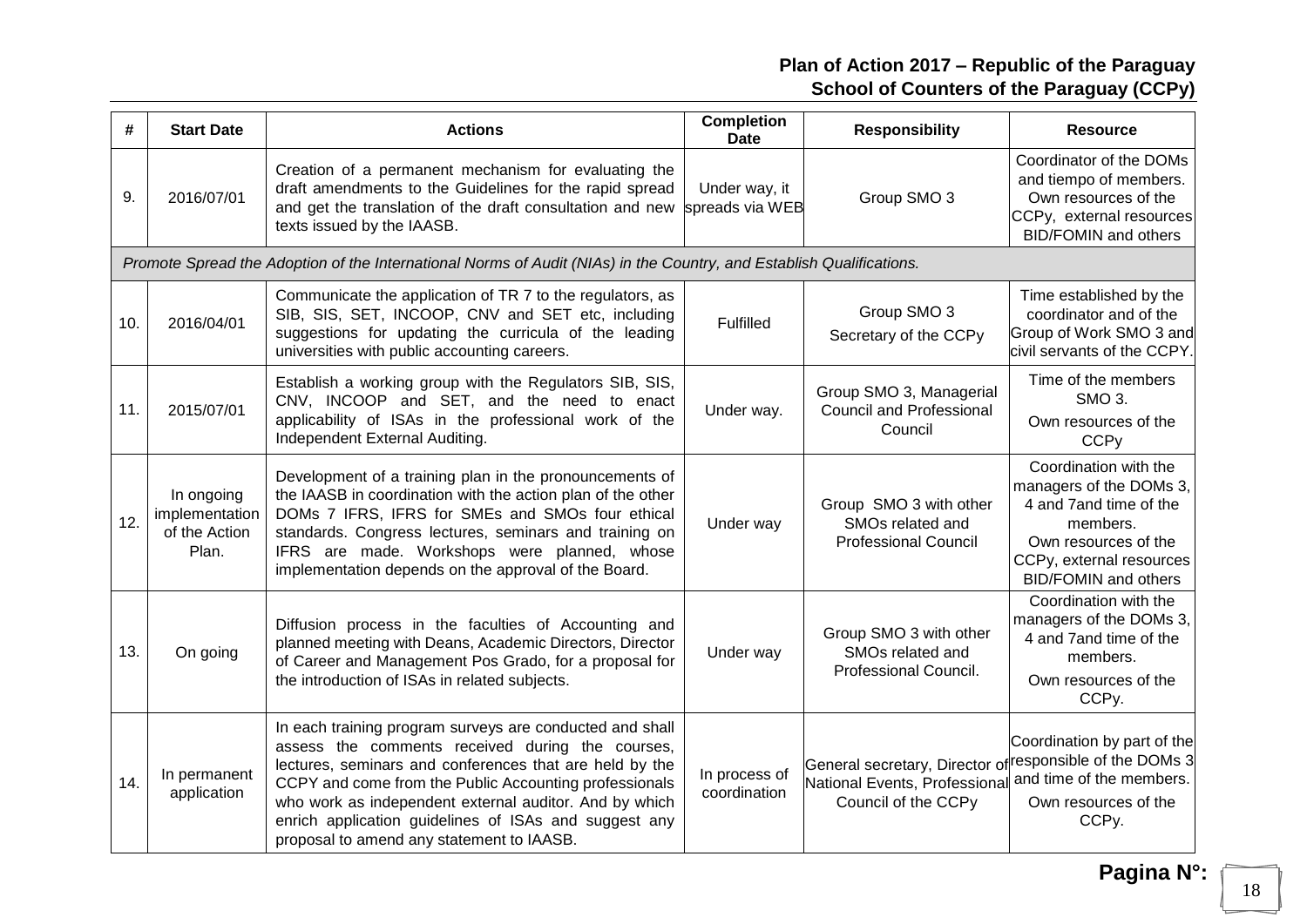**Plan of Action 2017 – Republic of the Paraguay**
**School of Counters of the Paraguay (CCPy)**

| # | Start Date | Actions | Completion Date | Responsibility | Resource |
|---|---|---|---|---|---|
| 9. | 2016/07/01 | Creation of a permanent mechanism for evaluating the draft amendments to the Guidelines for the rapid spread and get the translation of the draft consultation and new texts issued by the IAASB. | Under way, it spreads via WEB | Group SMO 3 | Coordinator of the DOMs and tiempo of members. Own resources of the CCPy, external resources BID/FOMIN and others |
| *Promote Spread the Adoption of the International Norms of Audit (NIAs) in the Country, and Establish Qualifications.* | | | | | |
| 10. | 2016/04/01 | Communicate the application of TR 7 to the regulators, as SIB, SIS, SET, INCOOP, CNV and SET etc, including suggestions for updating the curricula of the leading universities with public accounting careers. | Fulfilled | Group SMO 3<br>Secretary of the CCPy | Time established by the coordinator and of the Group of Work SMO 3 and civil servants of the CCPY. |
| 11. | 2015/07/01 | Establish a working group with the Regulators SIB, SIS, CNV, INCOOP and SET, and the need to enact applicability of ISAs in the professional work of the Independent External Auditing. | Under way. | Group SMO 3, Managerial Council and Professional Council | Time of the members SMO 3.<br>Own resources of the CCPy |
| 12. | In ongoing implementation of the Action Plan. | Development of a training plan in the pronouncements of the IAASB in coordination with the action plan of the other DOMs 7 IFRS, IFRS for SMEs and SMOs four ethical standards. Congress lectures, seminars and training on IFRS are made. Workshops were planned, whose implementation depends on the approval of the Board. | Under way | Group SMO 3 with other SMOs related and Professional Council | Coordination with the managers of the DOMs 3, 4 and 7and time of the members.<br>Own resources of the CCPy, external resources BID/FOMIN and others |
| 13. | On going | Diffusion process in the faculties of Accounting and planned meeting with Deans, Academic Directors, Director of Career and Management Pos Grado, for a proposal for the introduction of ISAs in related subjects. | Under way | Group SMO 3 with other SMOs related and Professional Council. | Coordination with the managers of the DOMs 3, 4 and 7and time of the members.<br>Own resources of the CCPy. |
| 14. | In permanent application | In each training program surveys are conducted and shall assess the comments received during the courses, lectures, seminars and conferences that are held by the CCPY and come from the Public Accounting professionals who work as independent external auditor. And by which enrich application guidelines of ISAs and suggest any proposal to amend any statement to IAASB. | In process of coordination | General secretary, Director of National Events, Professional Council of the CCPy | Coordination by part of the responsible of the DOMs 3 and time of the members.<br>Own resources of the CCPy. |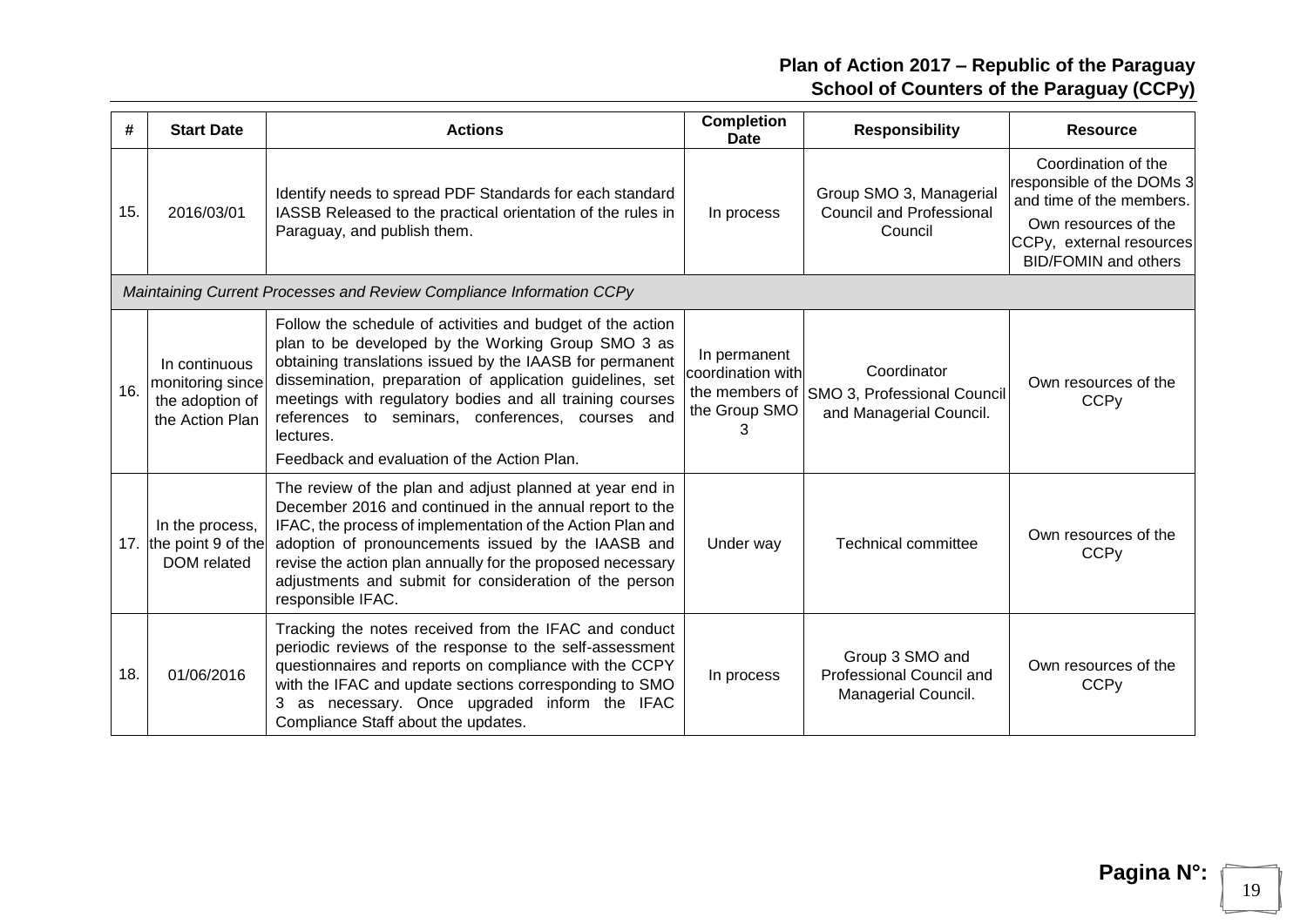| # | Start Date | Actions | Completion Date | Responsibility | Resource |
|---|---|---|---|---|---|
| 15. | 2016/03/01 | Identify needs to spread PDF Standards for each standard IASSB Released to the practical orientation of the rules in Paraguay, and publish them. | In process | Group SMO 3, Managerial Council and Professional Council | Coordination of the responsible of the DOMs 3 and time of the members. Own resources of the CCPy, external resources BID/FOMIN and others |
| *Maintaining Current Processes and Review Compliance Information CCPy* | | | | | |
| 16. | In continuous monitoring since the adoption of the Action Plan | Follow the schedule of activities and budget of the action plan to be developed by the Working Group SMO 3 as obtaining translations issued by the IAASB for permanent dissemination, preparation of application guidelines, set meetings with regulatory bodies and all training courses references to seminars, conferences, courses and lectures. Feedback and evaluation of the Action Plan. | In permanent coordination with the members of the Group SMO 3 | Coordinator SMO 3, Professional Council and Managerial Council. | Own resources of the CCPy |
| 17. | In the process, the point 9 of the DOM related | The review of the plan and adjust planned at year end in December 2016 and continued in the annual report to the IFAC, the process of implementation of the Action Plan and adoption of pronouncements issued by the IAASB and revise the action plan annually for the proposed necessary adjustments and submit for consideration of the person responsible IFAC. | Under way | Technical committee | Own resources of the CCPy |
| 18. | 01/06/2016 | Tracking the notes received from the IFAC and conduct periodic reviews of the response to the self-assessment questionnaires and reports on compliance with the CCPY with the IFAC and update sections corresponding to SMO 3 as necessary. Once upgraded inform the IFAC Compliance Staff about the updates. | In process | Group 3 SMO and Professional Council and Managerial Council. | Own resources of the CCPy |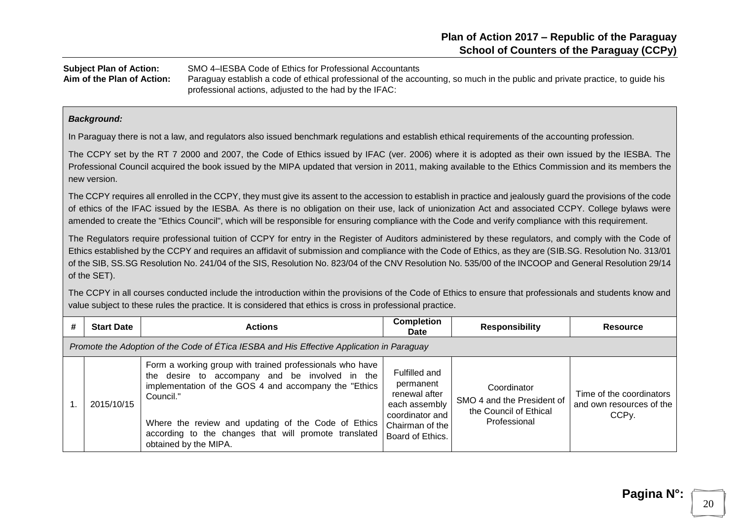**Plan of Action 2017 – Republic of the Paraguay**
**School of Counters of the Paraguay (CCPy)**

**Subject Plan of Action:** SMO 4–IESBA Code of Ethics for Professional Accountants
**Aim of the Plan of Action:** Paraguay establish a code of ethical professional of the accounting, so much in the public and private practice, to guide his professional actions, adjusted to the had by the IFAC:

***Background:***

In Paraguay there is not a law, and regulators also issued benchmark regulations and establish ethical requirements of the accounting profession.

The CCPY set by the RT 7 2000 and 2007, the Code of Ethics issued by IFAC (ver. 2006) where it is adopted as their own issued by the IESBA. The Professional Council acquired the book issued by the MIPA updated that version in 2011, making available to the Ethics Commission and its members the new version.

The CCPY requires all enrolled in the CCPY, they must give its assent to the accession to establish in practice and jealously guard the provisions of the code of ethics of the IFAC issued by the IESBA. As there is no obligation on their use, lack of unionization Act and associated CCPY. College bylaws were amended to create the "Ethics Council", which will be responsible for ensuring compliance with the Code and verify compliance with this requirement.

The Regulators require professional tuition of CCPY for entry in the Register of Auditors administered by these regulators, and comply with the Code of Ethics established by the CCPY and requires an affidavit of submission and compliance with the Code of Ethics, as they are (SIB.SG. Resolution No. 313/01 of the SIB, SS.SG Resolution No. 241/04 of the SIS, Resolution No. 823/04 of the CNV Resolution No. 535/00 of the INCOOP and General Resolution 29/14 of the SET).

The CCPY in all courses conducted include the introduction within the provisions of the Code of Ethics to ensure that professionals and students know and value subject to these rules the practice. It is considered that ethics is cross in professional practice.

| # | Start Date | Actions | Completion Date | Responsibility | Resource |
|---|---|---|---|---|---|
| *Promote the Adoption of the Code of ÉTica IESBA and His Effective Application in Paraguay* | | | | | |
| 1. | 2015/10/15 | Form a working group with trained professionals who have the desire to accompany and be involved in the implementation of the GOS 4 and accompany the "Ethics Council."<br><br>Where the review and updating of the Code of Ethics according to the changes that will promote translated obtained by the MIPA. | Fulfilled and permanent renewal after each assembly coordinator and Chairman of the Board of Ethics. | Coordinator SMO 4 and the President of the Council of Ethical Professional | Time of the coordinators and own resources of the CCPy. |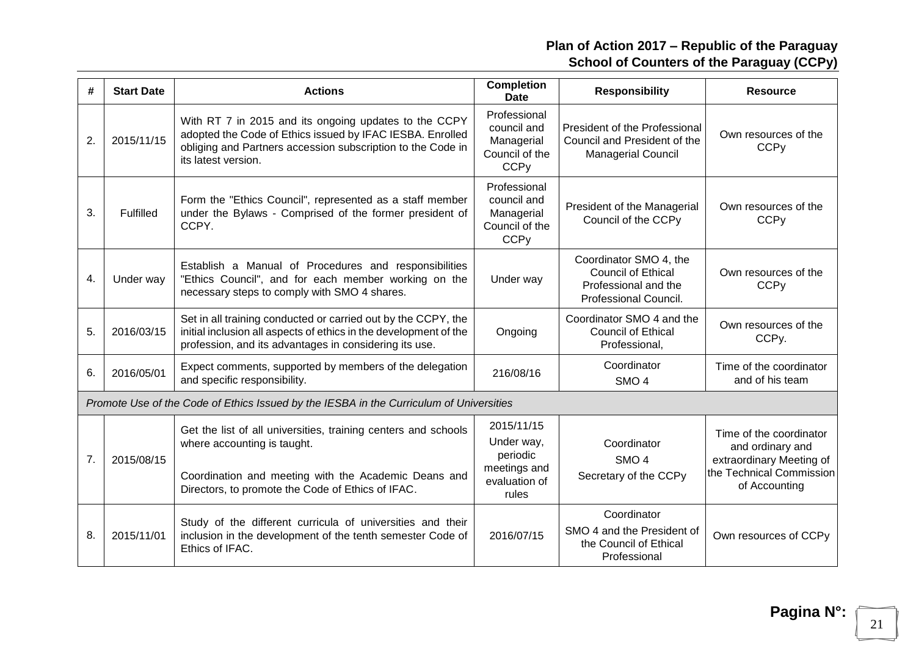**Plan of Action 2017 – Republic of the Paraguay**
**School of Counters of the Paraguay (CCPy)**

| # | Start Date | Actions | Completion Date | Responsibility | Resource |
|---|---|---|---|---|---|
| 2. | 2015/11/15 | With RT 7 in 2015 and its ongoing updates to the CCPY adopted the Code of Ethics issued by IFAC IESBA. Enrolled obliging and Partners accession subscription to the Code in its latest version. | Professional council and Managerial Council of the CCPy | President of the Professional Council and President of the Managerial Council | Own resources of the CCPy |
| 3. | Fulfilled | Form the "Ethics Council", represented as a staff member under the Bylaws - Comprised of the former president of CCPY. | Professional council and Managerial Council of the CCPy | President of the Managerial Council of the CCPy | Own resources of the CCPy |
| 4. | Under way | Establish a Manual of Procedures and responsibilities "Ethics Council", and for each member working on the necessary steps to comply with SMO 4 shares. | Under way | Coordinator SMO 4, the Council of Ethical Professional and the Professional Council. | Own resources of the CCPy |
| 5. | 2016/03/15 | Set in all training conducted or carried out by the CCPY, the initial inclusion all aspects of ethics in the development of the profession, and its advantages in considering its use. | Ongoing | Coordinator SMO 4 and the Council of Ethical Professional, | Own resources of the CCPy. |
| 6. | 2016/05/01 | Expect comments, supported by members of the delegation and specific responsibility. | 216/08/16 | Coordinator SMO 4 | Time of the coordinator and of his team |
| *Promote Use of the Code of Ethics Issued by the IESBA in the Curriculum of Universities* | | | | | |
| 7. | 2015/08/15 | Get the list of all universities, training centers and schools where accounting is taught.<br><br>Coordination and meeting with the Academic Deans and Directors, to promote the Code of Ethics of IFAC. | 2015/11/15<br>Under way, periodic meetings and evaluation of rules | Coordinator SMO 4<br>Secretary of the CCPy | Time of the coordinator and ordinary and extraordinary Meeting of the Technical Commission of Accounting |
| 8. | 2015/11/01 | Study of the different curricula of universities and their inclusion in the development of the tenth semester Code of Ethics of IFAC. | 2016/07/15 | Coordinator<br>SMO 4 and the President of the Council of Ethical Professional | Own resources of CCPy |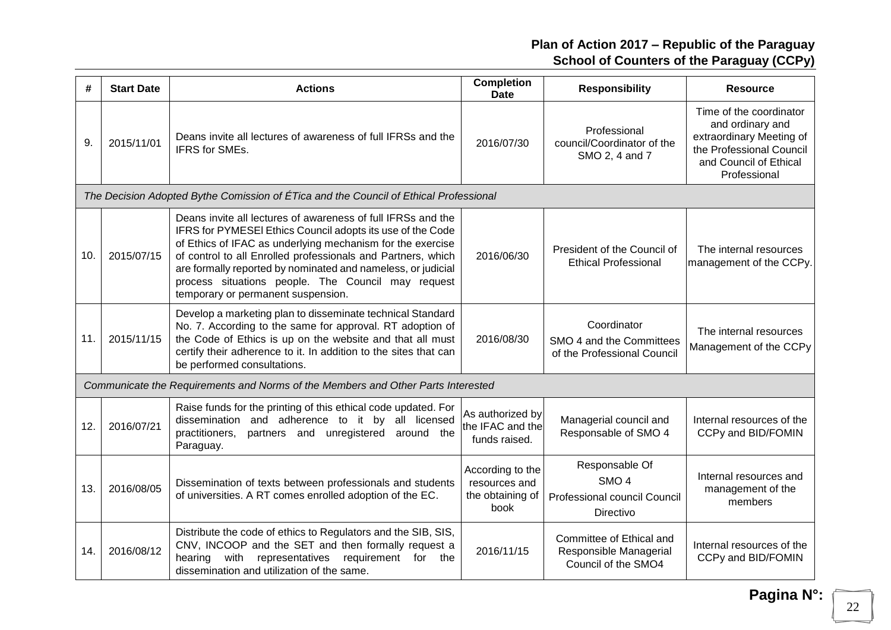| # | Start Date | Actions | Completion Date | Responsibility | Resource |
|---|---|---|---|---|---|
| 9. | 2015/11/01 | Deans invite all lectures of awareness of full IFRSs and the IFRS for SMEs. | 2016/07/30 | Professional council/Coordinator of the SMO 2, 4 and 7 | Time of the coordinator and ordinary and extraordinary Meeting of the Professional Council and Council of Ethical Professional |
| *The Decision Adopted Bythe Comission of ÉTica and the Council of Ethical Professional* | | | | | |
| 10. | 2015/07/15 | Deans invite all lectures of awareness of full IFRSs and the IFRS for PYMESEl Ethics Council adopts its use of the Code of Ethics of IFAC as underlying mechanism for the exercise of control to all Enrolled professionals and Partners, which are formally reported by nominated and nameless, or judicial process situations people. The Council may request temporary or permanent suspension. | 2016/06/30 | President of the Council of Ethical Professional | The internal resources management of the CCPy. |
| 11. | 2015/11/15 | Develop a marketing plan to disseminate technical Standard No. 7. According to the same for approval. RT adoption of the Code of Ethics is up on the website and that all must certify their adherence to it. In addition to the sites that can be performed consultations. | 2016/08/30 | Coordinator SMO 4 and the Committees of the Professional Council | The internal resources Management of the CCPy |
| *Communicate the Requirements and Norms of the Members and Other Parts Interested* | | | | | |
| 12. | 2016/07/21 | Raise funds for the printing of this ethical code updated. For dissemination and adherence to it by all licensed practitioners, partners and unregistered around the Paraguay. | As authorized by the IFAC and the funds raised. | Managerial council and Responsable of SMO 4 | Internal resources of the CCPy and BID/FOMIN |
| 13. | 2016/08/05 | Dissemination of texts between professionals and students of universities. A RT comes enrolled adoption of the EC. | According to the resources and the obtaining of book | Responsable Of SMO 4 Professional council Council Directivo | Internal resources and management of the members |
| 14. | 2016/08/12 | Distribute the code of ethics to Regulators and the SIB, SIS, CNV, INCOOP and the SET and then formally request a hearing with representatives requirement for the dissemination and utilization of the same. | 2016/11/15 | Committee of Ethical and Responsible Managerial Council of the SMO4 | Internal resources of the CCPy and BID/FOMIN |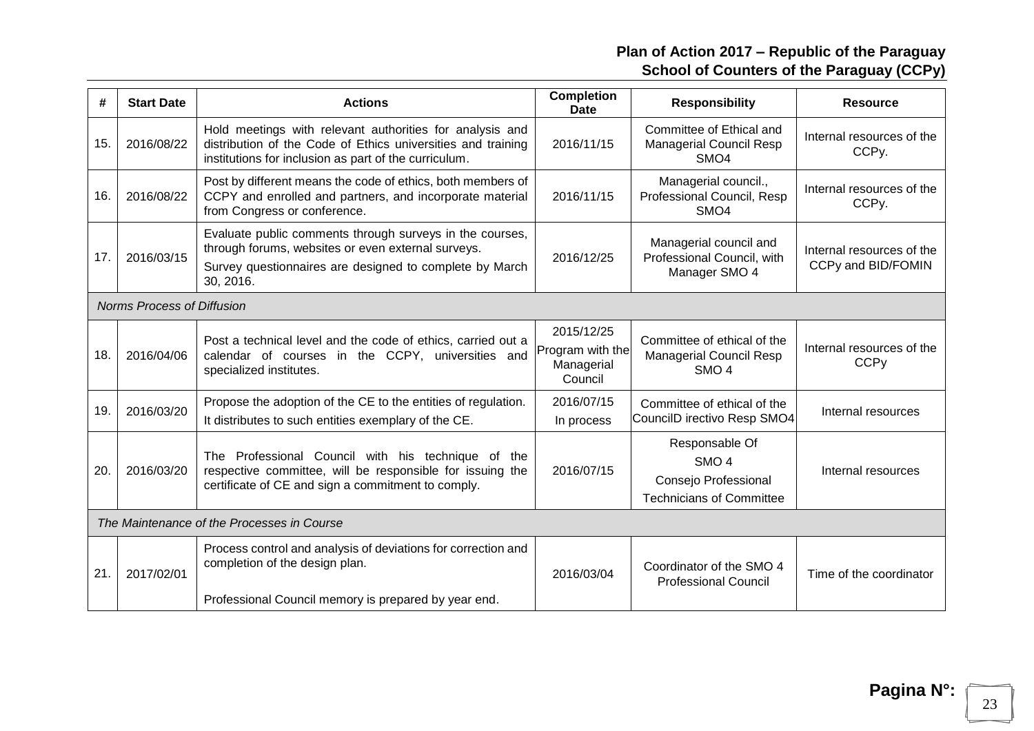**Plan of Action 2017 – Republic of the Paraguay**
**School of Counters of the Paraguay (CCPy)**

| # | Start Date | Actions | Completion Date | Responsibility | Resource |
|---|---|---|---|---|---|
| 15. | 2016/08/22 | Hold meetings with relevant authorities for analysis and distribution of the Code of Ethics universities and training institutions for inclusion as part of the curriculum. | 2016/11/15 | Committee of Ethical and Managerial Council Resp SMO4 | Internal resources of the CCPy. |
| 16. | 2016/08/22 | Post by different means the code of ethics, both members of CCPY and enrolled and partners, and incorporate material from Congress or conference. | 2016/11/15 | Managerial council., Professional Council, Resp SMO4 | Internal resources of the CCPy. |
| 17. | 2016/03/15 | Evaluate public comments through surveys in the courses, through forums, websites or even external surveys.<br>Survey questionnaires are designed to complete by March 30, 2016. | 2016/12/25 | Managerial council and Professional Council, with Manager SMO 4 | Internal resources of the CCPy and BID/FOMIN |
| *Norms Process of Diffusion* | | | | | |
| 18. | 2016/04/06 | Post a technical level and the code of ethics, carried out a calendar of courses in the CCPY, universities and specialized institutes. | 2015/12/25 Program with the Managerial Council | Committee of ethical of the Managerial Council Resp SMO 4 | Internal resources of the CCPy |
| 19. | 2016/03/20 | Propose the adoption of the CE to the entities of regulation.<br>It distributes to such entities exemplary of the CE. | 2016/07/15<br>In process | Committee of ethical of the CouncilD irectivo Resp SMO4 | Internal resources |
| 20. | 2016/03/20 | The Professional Council with his technique of the respective committee, will be responsible for issuing the certificate of CE and sign a commitment to comply. | 2016/07/15 | Responsable Of<br>SMO 4<br>Consejo Professional<br>Technicians of Committee | Internal resources |
| *The Maintenance of the Processes in Course* | | | | | |
| 21. | 2017/02/01 | Process control and analysis of deviations for correction and completion of the design plan.<br>Professional Council memory is prepared by year end. | 2016/03/04 | Coordinator of the SMO 4 Professional Council | Time of the coordinator |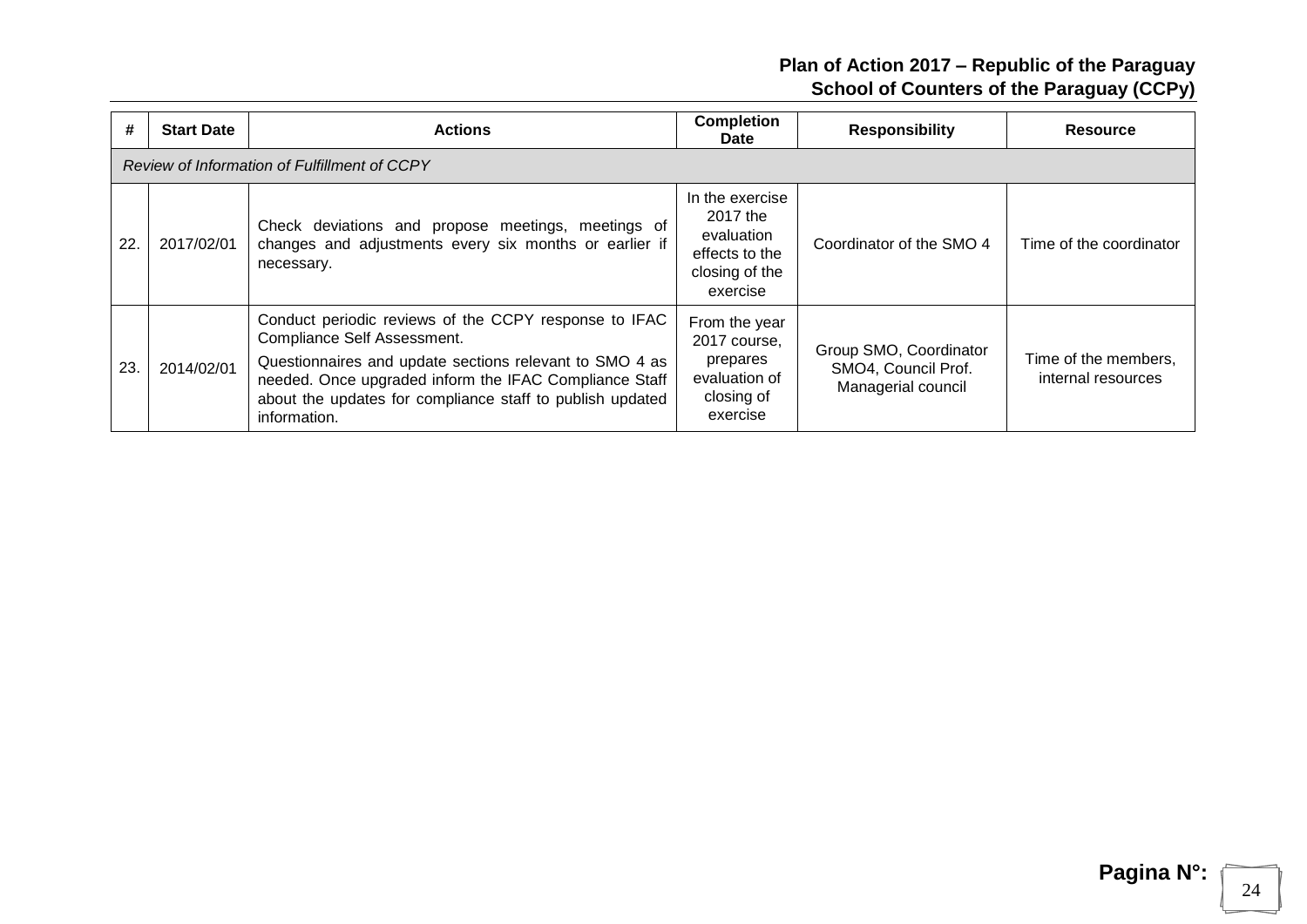| # | Start Date | Actions | Completion Date | Responsibility | Resource |
|---|---|---|---|---|---|
| *Review of Information of Fulfillment of CCPY* | | | | | |
| 22. | 2017/02/01 | Check deviations and propose meetings, meetings of changes and adjustments every six months or earlier if necessary. | In the exercise 2017 the evaluation effects to the closing of the exercise | Coordinator of the SMO 4 | Time of the coordinator |
| 23. | 2014/02/01 | Conduct periodic reviews of the CCPY response to IFAC Compliance Self Assessment. Questionnaires and update sections relevant to SMO 4 as needed. Once upgraded inform the IFAC Compliance Staff about the updates for compliance staff to publish updated information. | From the year 2017 course, prepares evaluation of closing of exercise | Group SMO, Coordinator SMO4, Council Prof. Managerial council | Time of the members, internal resources |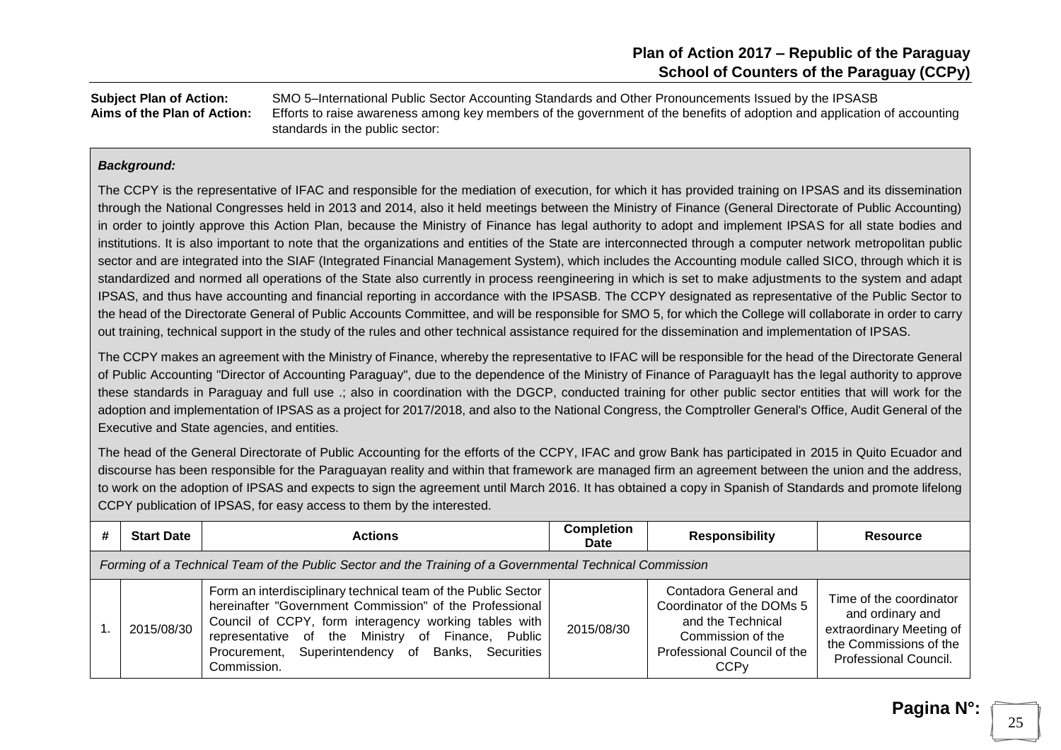# Plan of Action 2017 – Republic of the Paraguay
## School of Counters of the Paraguay (CCPy)

**Subject Plan of Action:** SMO 5–International Public Sector Accounting Standards and Other Pronouncements Issued by the IPSASB

**Aims of the Plan of Action:** Efforts to raise awareness among key members of the government of the benefits of adoption and application of accounting standards in the public sector:

***Background:***

The CCPY is the representative of IFAC and responsible for the mediation of execution, for which it has provided training on IPSAS and its dissemination through the National Congresses held in 2013 and 2014, also it held meetings between the Ministry of Finance (General Directorate of Public Accounting) in order to jointly approve this Action Plan, because the Ministry of Finance has legal authority to adopt and implement IPSAS for all state bodies and institutions. It is also important to note that the organizations and entities of the State are interconnected through a computer network metropolitan public sector and are integrated into the SIAF (Integrated Financial Management System), which includes the Accounting module called SICO, through which it is standardized and normed all operations of the State also currently in process reengineering in which is set to make adjustments to the system and adapt IPSAS, and thus have accounting and financial reporting in accordance with the IPSASB. The CCPY designated as representative of the Public Sector to the head of the Directorate General of Public Accounts Committee, and will be responsible for SMO 5, for which the College will collaborate in order to carry out training, technical support in the study of the rules and other technical assistance required for the dissemination and implementation of IPSAS.

The CCPY makes an agreement with the Ministry of Finance, whereby the representative to IFAC will be responsible for the head of the Directorate General of Public Accounting "Director of Accounting Paraguay", due to the dependence of the Ministry of Finance of ParaguayIt has the legal authority to approve these standards in Paraguay and full use .; also in coordination with the DGCP, conducted training for other public sector entities that will work for the adoption and implementation of IPSAS as a project for 2017/2018, and also to the National Congress, the Comptroller General's Office, Audit General of the Executive and State agencies, and entities.

The head of the General Directorate of Public Accounting for the efforts of the CCPY, IFAC and grow Bank has participated in 2015 in Quito Ecuador and discourse has been responsible for the Paraguayan reality and within that framework are managed firm an agreement between the union and the address, to work on the adoption of IPSAS and expects to sign the agreement until March 2016. It has obtained a copy in Spanish of Standards and promote lifelong CCPY publication of IPSAS, for easy access to them by the interested.

| # | Start Date | Actions | Completion Date | Responsibility | Resource |
|---|---|---|---|---|---|
| *Forming of a Technical Team of the Public Sector and the Training of a Governmental Technical Commission* | | | | | |
| 1. | 2015/08/30 | Form an interdisciplinary technical team of the Public Sector hereinafter "Government Commission" of the Professional Council of CCPY, form interagency working tables with representative of the Ministry of Finance, Public Procurement, Superintendency of Banks, Securities Commission. | 2015/08/30 | Contadora General and Coordinator of the DOMs 5 and the Technical Commission of the Professional Council of the CCPy | Time of the coordinator and ordinary and extraordinary Meeting of the Commissions of the Professional Council. |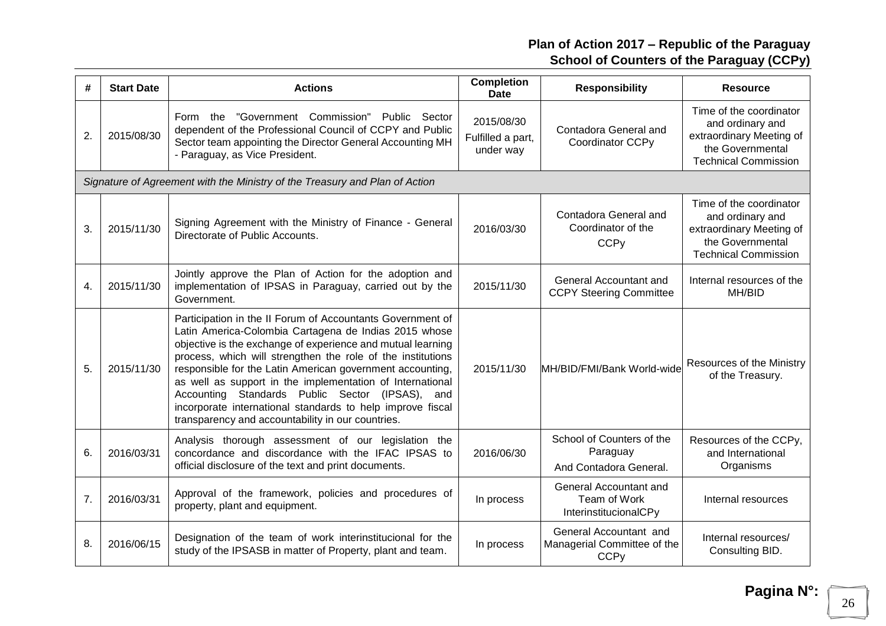**Plan of Action 2017 – Republic of the Paraguay**
**School of Counters of the Paraguay (CCPy)**

| # | Start Date | Actions | Completion Date | Responsibility | Resource |
|---|---|---|---|---|---|
| 2. | 2015/08/30 | Form the "Government Commission" Public Sector dependent of the Professional Council of CCPY and Public Sector team appointing the Director General Accounting MH - Paraguay, as Vice President. | 2015/08/30 Fulfilled a part, under way | Contadora General and Coordinator CCPy | Time of the coordinator and ordinary and extraordinary Meeting of the Governmental Technical Commission |
| *Signature of Agreement with the Ministry of the Treasury and Plan of Action* | | | | | |
| 3. | 2015/11/30 | Signing Agreement with the Ministry of Finance - General Directorate of Public Accounts. | 2016/03/30 | Contadora General and Coordinator of the CCPy | Time of the coordinator and ordinary and extraordinary Meeting of the Governmental Technical Commission |
| 4. | 2015/11/30 | Jointly approve the Plan of Action for the adoption and implementation of IPSAS in Paraguay, carried out by the Government. | 2015/11/30 | General Accountant and CCPY Steering Committee | Internal resources of the MH/BID |
| 5. | 2015/11/30 | Participation in the II Forum of Accountants Government of Latin America-Colombia Cartagena de Indias 2015 whose objective is the exchange of experience and mutual learning process, which will strengthen the role of the institutions responsible for the Latin American government accounting, as well as support in the implementation of International Accounting Standards Public Sector (IPSAS), and incorporate international standards to help improve fiscal transparency and accountability in our countries. | 2015/11/30 | MH/BID/FMI/Bank World-wide | Resources of the Ministry of the Treasury. |
| 6. | 2016/03/31 | Analysis thorough assessment of our legislation the concordance and discordance with the IFAC IPSAS to official disclosure of the text and print documents. | 2016/06/30 | School of Counters of the Paraguay And Contadora General. | Resources of the CCPy, and International Organisms |
| 7. | 2016/03/31 | Approval of the framework, policies and procedures of property, plant and equipment. | In process | General Accountant and Team of Work InterinstitucionalCPy | Internal resources |
| 8. | 2016/06/15 | Designation of the team of work interinstitucional for the study of the IPSASB in matter of Property, plant and team. | In process | General Accountant and Managerial Committee of the CCPy | Internal resources/ Consulting BID. |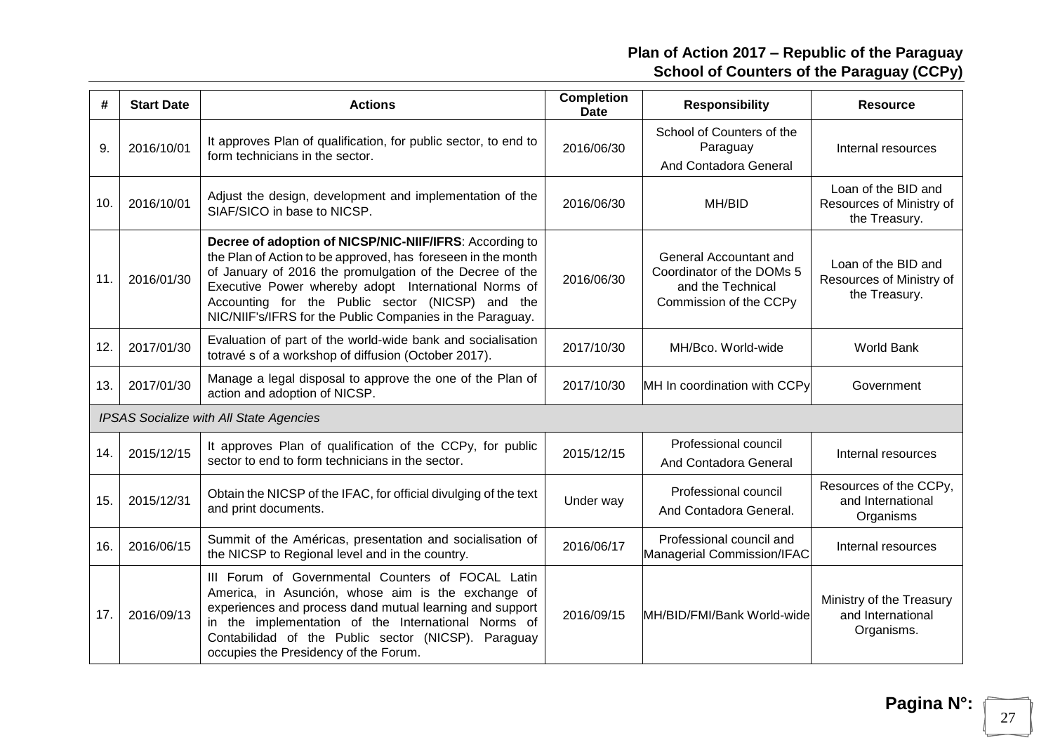**Plan of Action 2017 – Republic of the Paraguay**
**School of Counters of the Paraguay (CCPy)**

| # | Start Date | Actions | Completion Date | Responsibility | Resource |
|---|---|---|---|---|---|
| 9. | 2016/10/01 | It approves Plan of qualification, for public sector, to end to form technicians in the sector. | 2016/06/30 | School of Counters of the Paraguay And Contadora General | Internal resources |
| 10. | 2016/10/01 | Adjust the design, development and implementation of the SIAF/SICO in base to NICSP. | 2016/06/30 | MH/BID | Loan of the BID and Resources of Ministry of the Treasury. |
| 11. | 2016/01/30 | **Decree of adoption of NICSP/NIC-NIIF/IFRS**: According to the Plan of Action to be approved, has foreseen in the month of January of 2016 the promulgation of the Decree of the Executive Power whereby adopt International Norms of Accounting for the Public sector (NICSP) and the NIC/NIIF's/IFRS for the Public Companies in the Paraguay. | 2016/06/30 | General Accountant and Coordinator of the DOMs 5 and the Technical Commission of the CCPy | Loan of the BID and Resources of Ministry of the Treasury. |
| 12. | 2017/01/30 | Evaluation of part of the world-wide bank and socialisation totravé s of a workshop of diffusion (October 2017). | 2017/10/30 | MH/Bco. World-wide | World Bank |
| 13. | 2017/01/30 | Manage a legal disposal to approve the one of the Plan of action and adoption of NICSP. | 2017/10/30 | MH In coordination with CCPy | Government |
| *IPSAS Socialize with All State Agencies* | | | | | |
| 14. | 2015/12/15 | It approves Plan of qualification of the CCPy, for public sector to end to form technicians in the sector. | 2015/12/15 | Professional council And Contadora General | Internal resources |
| 15. | 2015/12/31 | Obtain the NICSP of the IFAC, for official divulging of the text and print documents. | Under way | Professional council And Contadora General. | Resources of the CCPy, and International Organisms |
| 16. | 2016/06/15 | Summit of the Américas, presentation and socialisation of the NICSP to Regional level and in the country. | 2016/06/17 | Professional council and Managerial Commission/IFAC | Internal resources |
| 17. | 2016/09/13 | III Forum of Governmental Counters of FOCAL Latin America, in Asunción, whose aim is the exchange of experiences and process dand mutual learning and support in the implementation of the International Norms of Contabilidad of the Public sector (NICSP). Paraguay occupies the Presidency of the Forum. | 2016/09/15 | MH/BID/FMI/Bank World-wide | Ministry of the Treasury and International Organisms. |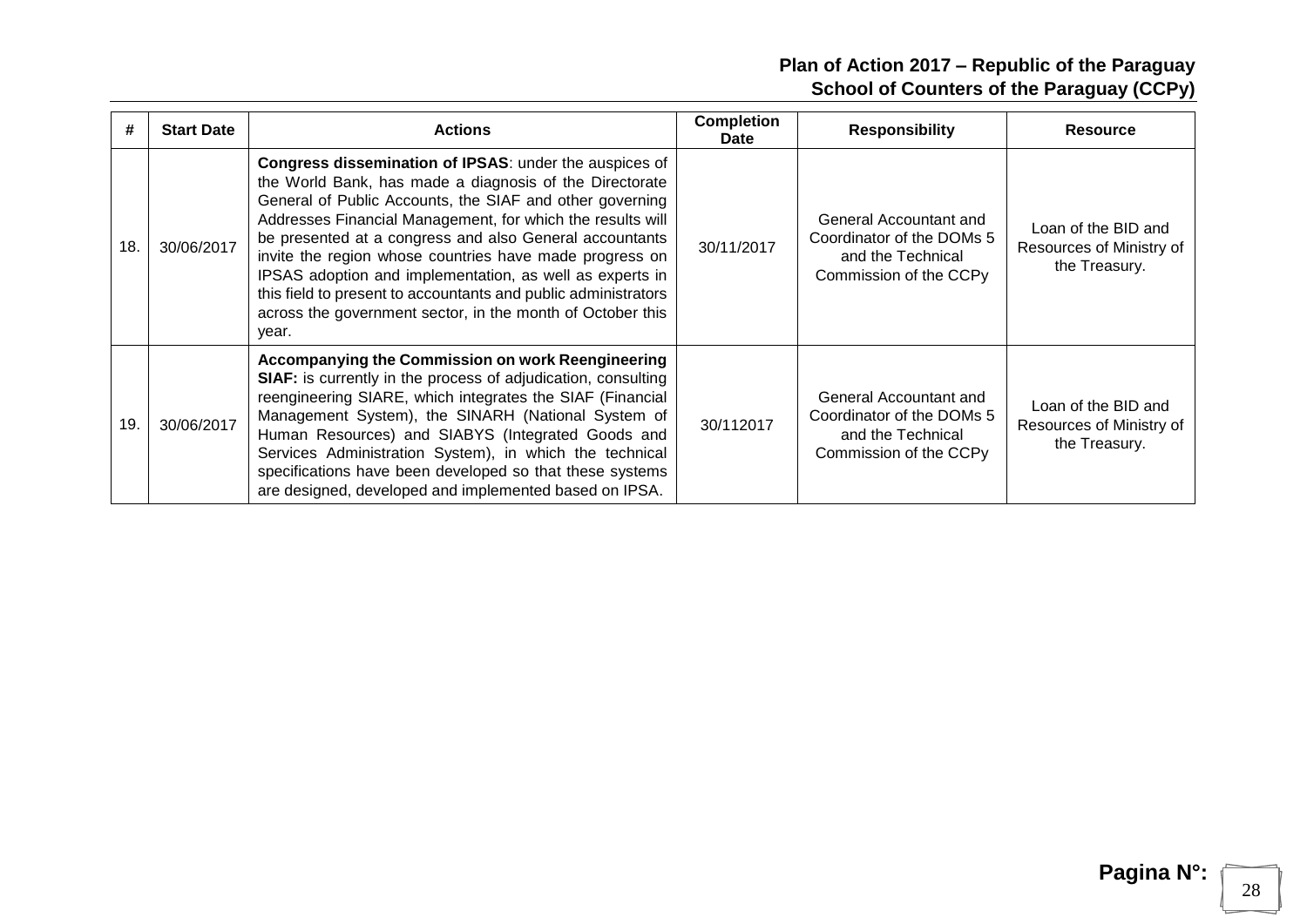| # | Start Date | Actions | Completion Date | Responsibility | Resource |
|---|---|---|---|---|---|
| 18. | 30/06/2017 | **Congress dissemination of IPSAS**: under the auspices of the World Bank, has made a diagnosis of the Directorate General of Public Accounts, the SIAF and other governing Addresses Financial Management, for which the results will be presented at a congress and also General accountants invite the region whose countries have made progress on IPSAS adoption and implementation, as well as experts in this field to present to accountants and public administrators across the government sector, in the month of October this year. | 30/11/2017 | General Accountant and Coordinator of the DOMs 5 and the Technical Commission of the CCPy | Loan of the BID and Resources of Ministry of the Treasury. |
| 19. | 30/06/2017 | **Accompanying the Commission on work Reengineering SIAF:** is currently in the process of adjudication, consulting reengineering SIARE, which integrates the SIAF (Financial Management System), the SINARH (National System of Human Resources) and SIABYS (Integrated Goods and Services Administration System), in which the technical specifications have been developed so that these systems are designed, developed and implemented based on IPSA. | 30/112017 | General Accountant and Coordinator of the DOMs 5 and the Technical Commission of the CCPy | Loan of the BID and Resources of Ministry of the Treasury. |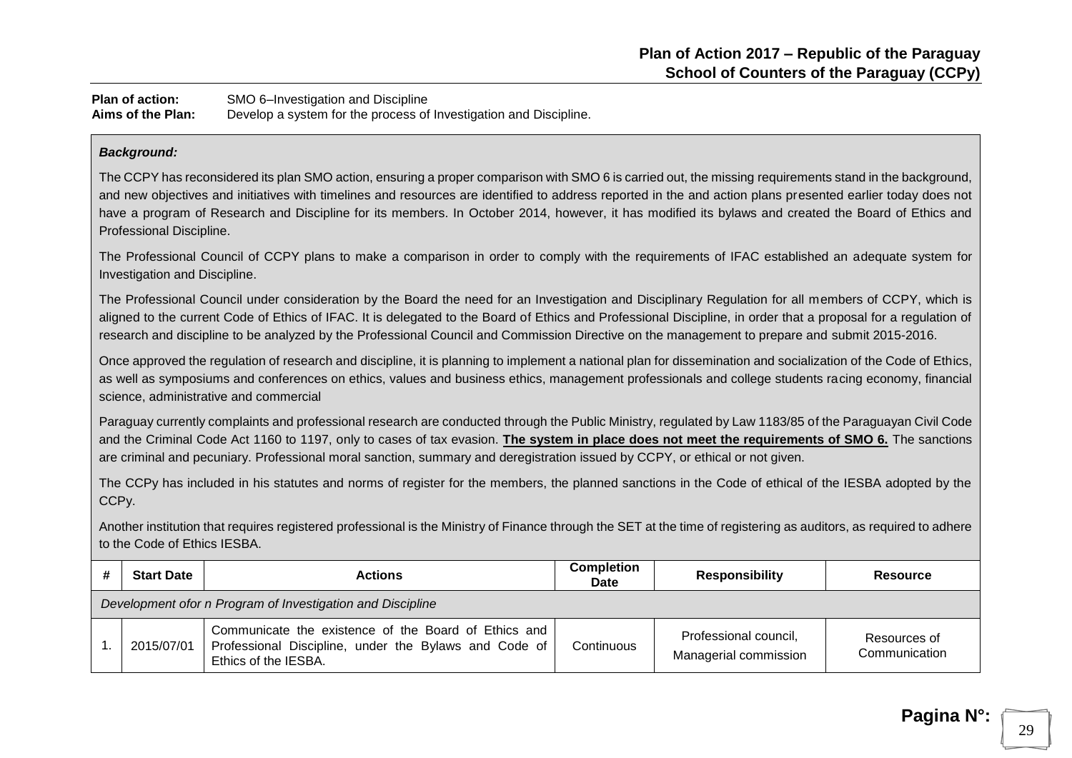**Plan of action:** SMO 6–Investigation and Discipline
**Aims of the Plan:** Develop a system for the process of Investigation and Discipline.

***Background:***

The CCPY has reconsidered its plan SMO action, ensuring a proper comparison with SMO 6 is carried out, the missing requirements stand in the background, and new objectives and initiatives with timelines and resources are identified to address reported in the and action plans presented earlier today does not have a program of Research and Discipline for its members. In October 2014, however, it has modified its bylaws and created the Board of Ethics and Professional Discipline.

The Professional Council of CCPY plans to make a comparison in order to comply with the requirements of IFAC established an adequate system for Investigation and Discipline.

The Professional Council under consideration by the Board the need for an Investigation and Disciplinary Regulation for all members of CCPY, which is aligned to the current Code of Ethics of IFAC. It is delegated to the Board of Ethics and Professional Discipline, in order that a proposal for a regulation of research and discipline to be analyzed by the Professional Council and Commission Directive on the management to prepare and submit 2015-2016.

Once approved the regulation of research and discipline, it is planning to implement a national plan for dissemination and socialization of the Code of Ethics, as well as symposiums and conferences on ethics, values and business ethics, management professionals and college students racing economy, financial science, administrative and commercial

Paraguay currently complaints and professional research are conducted through the Public Ministry, regulated by Law 1183/85 of the Paraguayan Civil Code and the Criminal Code Act 1160 to 1197, only to cases of tax evasion. **The system in place does not meet the requirements of SMO 6.** The sanctions are criminal and pecuniary. Professional moral sanction, summary and deregistration issued by CCPY, or ethical or not given.

The CCPy has included in his statutes and norms of register for the members, the planned sanctions in the Code of ethical of the IESBA adopted by the CCPy.

Another institution that requires registered professional is the Ministry of Finance through the SET at the time of registering as auditors, as required to adhere to the Code of Ethics IESBA.

| # | Start Date | Actions | Completion Date | Responsibility | Resource |
|---|---|---|---|---|---|
| *Development ofor n Program of Investigation and Discipline* | | | | | |
| 1. | 2015/07/01 | Communicate the existence of the Board of Ethics and Professional Discipline, under the Bylaws and Code of Ethics of the IESBA. | Continuous | Professional council, Managerial commission | Resources of Communication |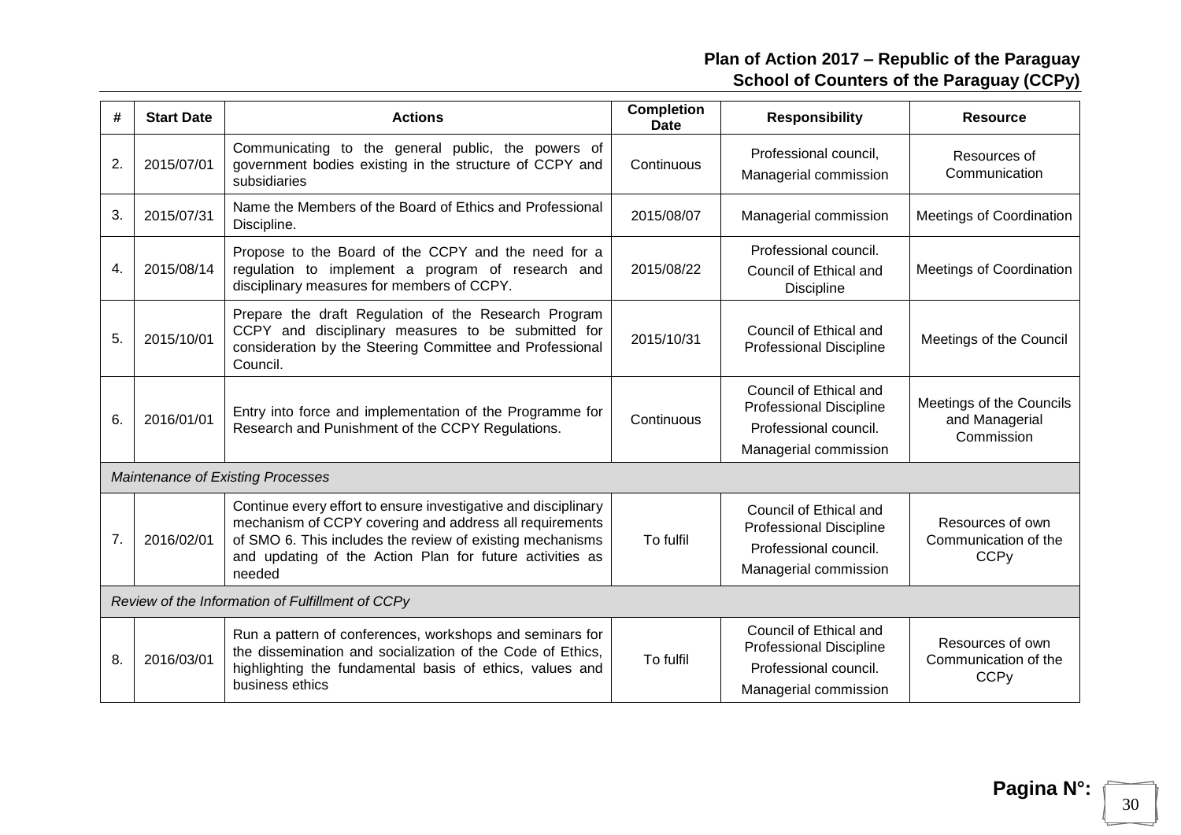| # | Start Date | Actions | Completion Date | Responsibility | Resource |
|---|---|---|---|---|---|
| 2. | 2015/07/01 | Communicating to the general public, the powers of government bodies existing in the structure of CCPY and subsidiaries | Continuous | Professional council, Managerial commission | Resources of Communication |
| 3. | 2015/07/31 | Name the Members of the Board of Ethics and Professional Discipline. | 2015/08/07 | Managerial commission | Meetings of Coordination |
| 4. | 2015/08/14 | Propose to the Board of the CCPY and the need for a regulation to implement a program of research and disciplinary measures for members of CCPY. | 2015/08/22 | Professional council. Council of Ethical and Discipline | Meetings of Coordination |
| 5. | 2015/10/01 | Prepare the draft Regulation of the Research Program CCPY and disciplinary measures to be submitted for consideration by the Steering Committee and Professional Council. | 2015/10/31 | Council of Ethical and Professional Discipline | Meetings of the Council |
| 6. | 2016/01/01 | Entry into force and implementation of the Programme for Research and Punishment of the CCPY Regulations. | Continuous | Council of Ethical and Professional Discipline Professional council. Managerial commission | Meetings of the Councils and Managerial Commission |
| *Maintenance of Existing Processes* | | | | | |
| 7. | 2016/02/01 | Continue every effort to ensure investigative and disciplinary mechanism of CCPY covering and address all requirements of SMO 6. This includes the review of existing mechanisms and updating of the Action Plan for future activities as needed | To fulfil | Council of Ethical and Professional Discipline Professional council. Managerial commission | Resources of own Communication of the CCPy |
| *Review of the Information of Fulfillment of CCPy* | | | | | |
| 8. | 2016/03/01 | Run a pattern of conferences, workshops and seminars for the dissemination and socialization of the Code of Ethics, highlighting the fundamental basis of ethics, values and business ethics | To fulfil | Council of Ethical and Professional Discipline Professional council. Managerial commission | Resources of own Communication of the CCPy |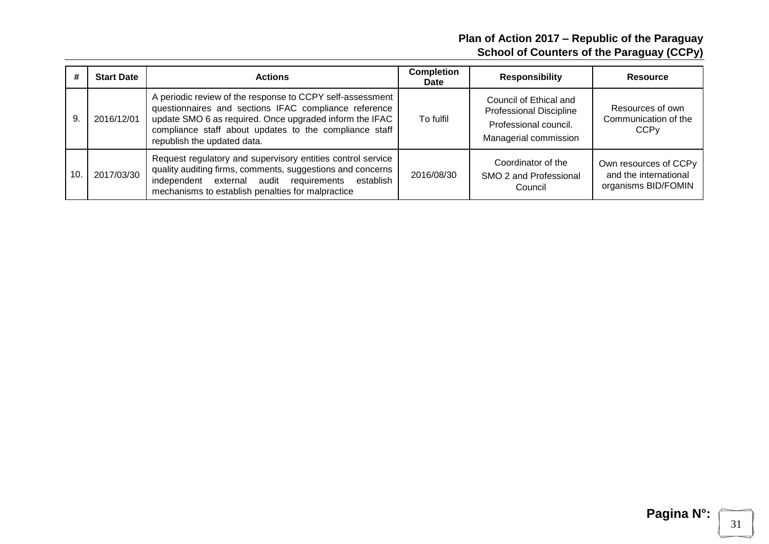| # | Start Date | Actions | Completion Date | Responsibility | Resource |
|---|---|---|---|---|---|
| 9. | 2016/12/01 | A periodic review of the response to CCPY self-assessment questionnaires and sections IFAC compliance reference update SMO 6 as required. Once upgraded inform the IFAC compliance staff about updates to the compliance staff republish the updated data. | To fulfil | Council of Ethical and Professional Discipline<br>Professional council.<br>Managerial commission | Resources of own Communication of the CCPy |
| 10. | 2017/03/30 | Request regulatory and supervisory entities control service quality auditing firms, comments, suggestions and concerns independent external audit requirements establish mechanisms to establish penalties for malpractice | 2016/08/30 | Coordinator of the SMO 2 and Professional Council | Own resources of CCPy and the international organisms BID/FOMIN |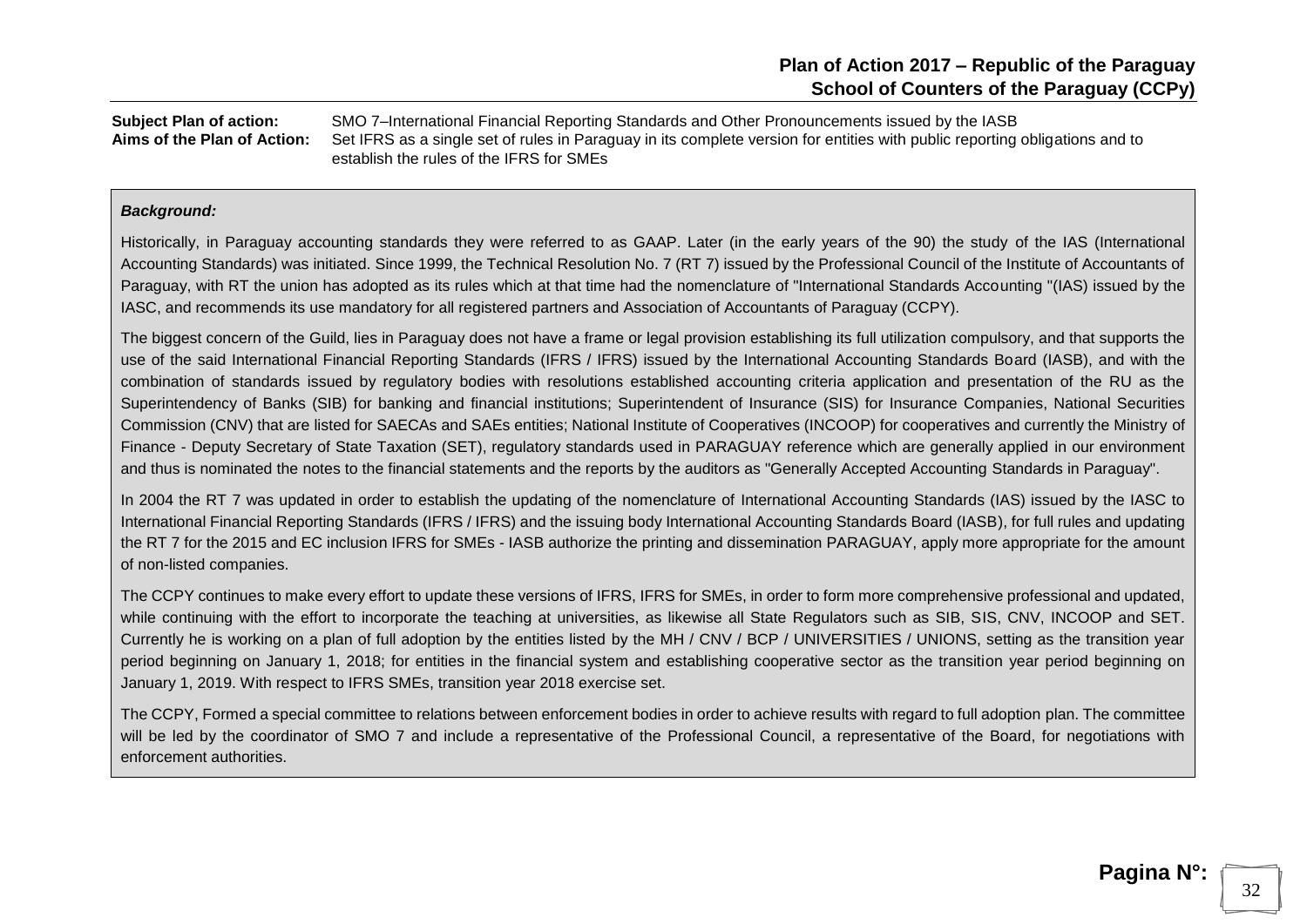**Subject Plan of action:** SMO 7–International Financial Reporting Standards and Other Pronouncements issued by the IASB

**Aims of the Plan of Action:** Set IFRS as a single set of rules in Paraguay in its complete version for entities with public reporting obligations and to establish the rules of the IFRS for SMEs

***Background:***

Historically, in Paraguay accounting standards they were referred to as GAAP. Later (in the early years of the 90) the study of the IAS (International Accounting Standards) was initiated. Since 1999, the Technical Resolution No. 7 (RT 7) issued by the Professional Council of the Institute of Accountants of Paraguay, with RT the union has adopted as its rules which at that time had the nomenclature of "International Standards Accounting "(IAS) issued by the IASC, and recommends its use mandatory for all registered partners and Association of Accountants of Paraguay (CCPY).

The biggest concern of the Guild, lies in Paraguay does not have a frame or legal provision establishing its full utilization compulsory, and that supports the use of the said International Financial Reporting Standards (IFRS / IFRS) issued by the International Accounting Standards Board (IASB), and with the combination of standards issued by regulatory bodies with resolutions established accounting criteria application and presentation of the RU as the Superintendency of Banks (SIB) for banking and financial institutions; Superintendent of Insurance (SIS) for Insurance Companies, National Securities Commission (CNV) that are listed for SAECAs and SAEs entities; National Institute of Cooperatives (INCOOP) for cooperatives and currently the Ministry of Finance - Deputy Secretary of State Taxation (SET), regulatory standards used in PARAGUAY reference which are generally applied in our environment and thus is nominated the notes to the financial statements and the reports by the auditors as "Generally Accepted Accounting Standards in Paraguay".

In 2004 the RT 7 was updated in order to establish the updating of the nomenclature of International Accounting Standards (IAS) issued by the IASC to International Financial Reporting Standards (IFRS / IFRS) and the issuing body International Accounting Standards Board (IASB), for full rules and updating the RT 7 for the 2015 and EC inclusion IFRS for SMEs - IASB authorize the printing and dissemination PARAGUAY, apply more appropriate for the amount of non-listed companies.

The CCPY continues to make every effort to update these versions of IFRS, IFRS for SMEs, in order to form more comprehensive professional and updated, while continuing with the effort to incorporate the teaching at universities, as likewise all State Regulators such as SIB, SIS, CNV, INCOOP and SET. Currently he is working on a plan of full adoption by the entities listed by the MH / CNV / BCP / UNIVERSITIES / UNIONS, setting as the transition year period beginning on January 1, 2018; for entities in the financial system and establishing cooperative sector as the transition year period beginning on January 1, 2019. With respect to IFRS SMEs, transition year 2018 exercise set.

The CCPY, Formed a special committee to relations between enforcement bodies in order to achieve results with regard to full adoption plan. The committee will be led by the coordinator of SMO 7 and include a representative of the Professional Council, a representative of the Board, for negotiations with enforcement authorities.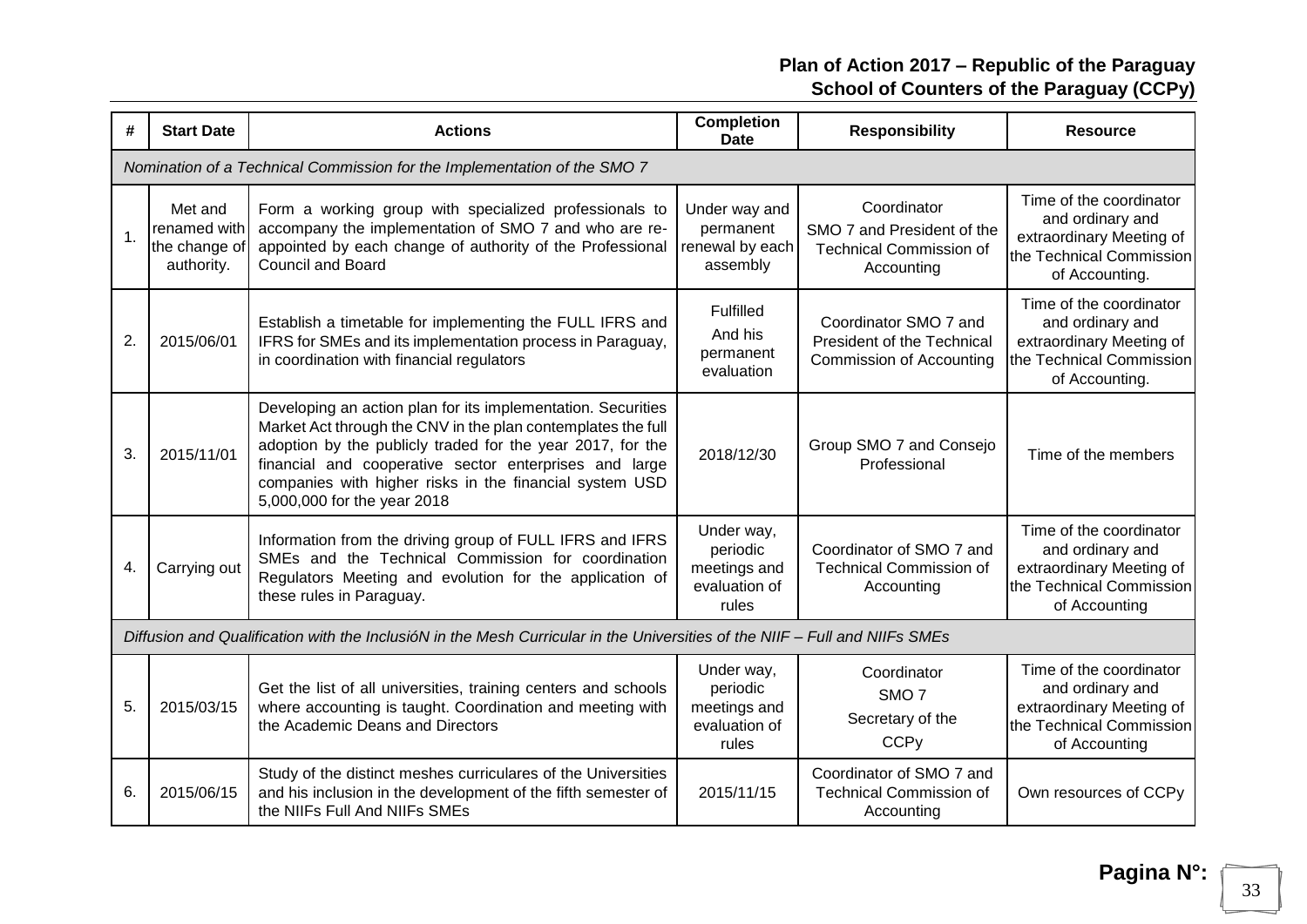**Plan of Action 2017 – Republic of the Paraguay**
**School of Counters of the Paraguay (CCPy)**

| # | Start Date | Actions | Completion Date | Responsibility | Resource |
|---|---|---|---|---|---|
| *Nomination of a Technical Commission for the Implementation of the SMO 7* | | | | | |
| 1. | Met and renamed with the change of authority. | Form a working group with specialized professionals to accompany the implementation of SMO 7 and who are re-appointed by each change of authority of the Professional Council and Board | Under way and permanent renewal by each assembly | Coordinator SMO 7 and President of the Technical Commission of Accounting | Time of the coordinator and ordinary and extraordinary Meeting of the Technical Commission of Accounting. |
| 2. | 2015/06/01 | Establish a timetable for implementing the FULL IFRS and IFRS for SMEs and its implementation process in Paraguay, in coordination with financial regulators | Fulfilled And his permanent evaluation | Coordinator SMO 7 and President of the Technical Commission of Accounting | Time of the coordinator and ordinary and extraordinary Meeting of the Technical Commission of Accounting. |
| 3. | 2015/11/01 | Developing an action plan for its implementation. Securities Market Act through the CNV in the plan contemplates the full adoption by the publicly traded for the year 2017, for the financial and cooperative sector enterprises and large companies with higher risks in the financial system USD 5,000,000 for the year 2018 | 2018/12/30 | Group SMO 7 and Consejo Professional | Time of the members |
| 4. | Carrying out | Information from the driving group of FULL IFRS and IFRS SMEs and the Technical Commission for coordination Regulators Meeting and evolution for the application of these rules in Paraguay. | Under way, periodic meetings and evaluation of rules | Coordinator of SMO 7 and Technical Commission of Accounting | Time of the coordinator and ordinary and extraordinary Meeting of the Technical Commission of Accounting |
| *Diffusion and Qualification with the InclusióN in the Mesh Curricular in the Universities of the NIIF – Full and NIIFs SMEs* | | | | | |
| 5. | 2015/03/15 | Get the list of all universities, training centers and schools where accounting is taught. Coordination and meeting with the Academic Deans and Directors | Under way, periodic meetings and evaluation of rules | Coordinator SMO 7 Secretary of the CCPy | Time of the coordinator and ordinary and extraordinary Meeting of the Technical Commission of Accounting |
| 6. | 2015/06/15 | Study of the distinct meshes curriculares of the Universities and his inclusion in the development of the fifth semester of the NIIFs Full And NIIFs SMEs | 2015/11/15 | Coordinator of SMO 7 and Technical Commission of Accounting | Own resources of CCPy |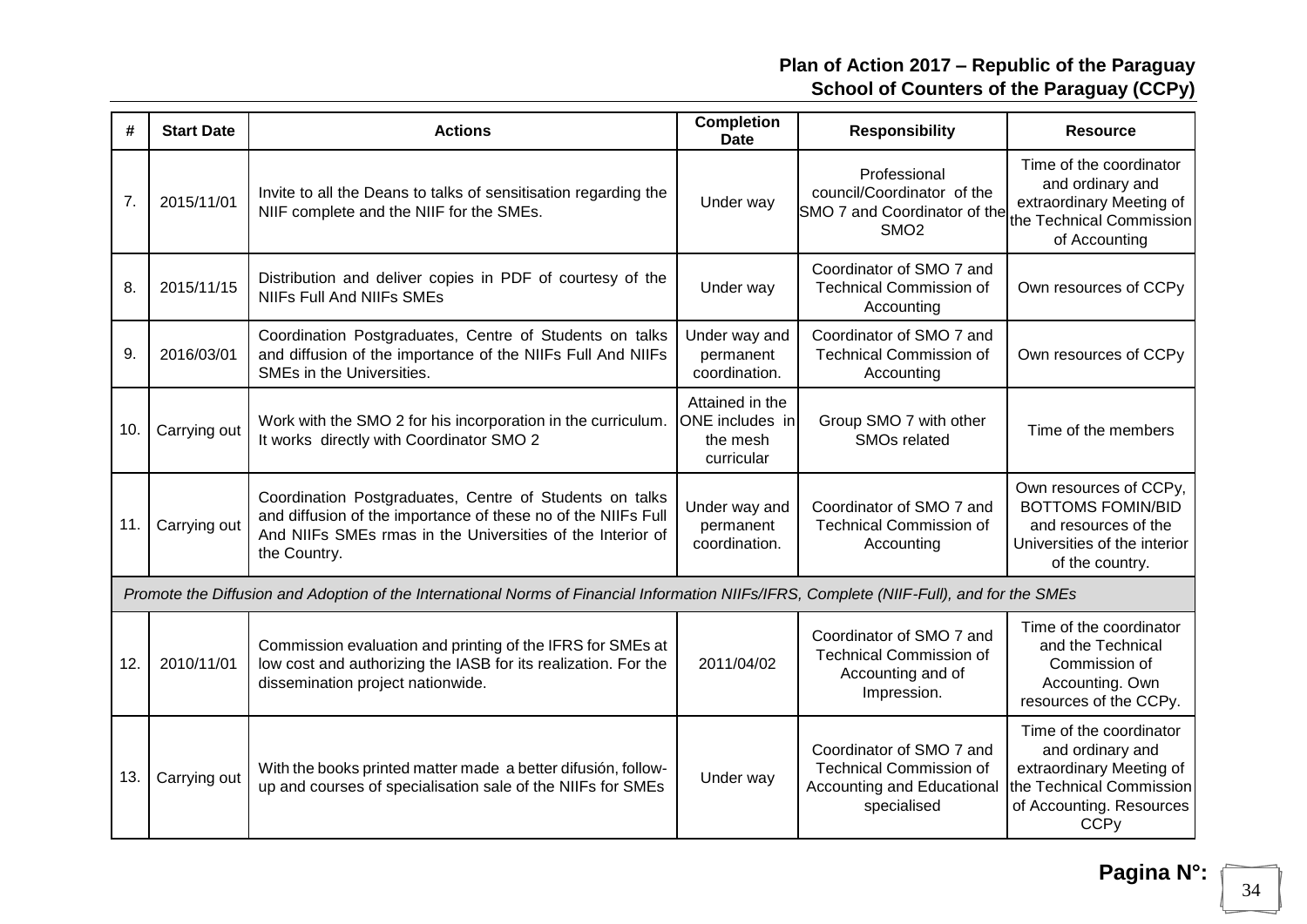| # | Start Date | Actions | Completion Date | Responsibility | Resource |
|---|---|---|---|---|---|
| 7. | 2015/11/01 | Invite to all the Deans to talks of sensitisation regarding the NIIF complete and the NIIF for the SMEs. | Under way | Professional council/Coordinator of the SMO 7 and Coordinator of the SMO2 | Time of the coordinator and ordinary and extraordinary Meeting of the Technical Commission of Accounting |
| 8. | 2015/11/15 | Distribution and deliver copies in PDF of courtesy of the NIIFs Full And NIIFs SMEs | Under way | Coordinator of SMO 7 and Technical Commission of Accounting | Own resources of CCPy |
| 9. | 2016/03/01 | Coordination Postgraduates, Centre of Students on talks and diffusion of the importance of the NIIFs Full And NIIFs SMEs in the Universities. | Under way and permanent coordination. | Coordinator of SMO 7 and Technical Commission of Accounting | Own resources of CCPy |
| 10. | Carrying out | Work with the SMO 2 for his incorporation in the curriculum. It works directly with Coordinator SMO 2 | Attained in the ONE includes in the mesh curricular | Group SMO 7 with other SMOs related | Time of the members |
| 11. | Carrying out | Coordination Postgraduates, Centre of Students on talks and diffusion of the importance of these no of the NIIFs Full And NIIFs SMEs rmas in the Universities of the Interior of the Country. | Under way and permanent coordination. | Coordinator of SMO 7 and Technical Commission of Accounting | Own resources of CCPy, BOTTOMS FOMIN/BID and resources of the Universities of the interior of the country. |
| *Promote the Diffusion and Adoption of the International Norms of Financial Information NIIFs/IFRS, Complete (NIIF-Full), and for the SMEs* | | | | | |
| 12. | 2010/11/01 | Commission evaluation and printing of the IFRS for SMEs at low cost and authorizing the IASB for its realization. For the dissemination project nationwide. | 2011/04/02 | Coordinator of SMO 7 and Technical Commission of Accounting and of Impression. | Time of the coordinator and the Technical Commission of Accounting. Own resources of the CCPy. |
| 13. | Carrying out | With the books printed matter made a better difusión, follow-up and courses of specialisation sale of the NIIFs for SMEs | Under way | Coordinator of SMO 7 and Technical Commission of Accounting and Educational specialised | Time of the coordinator and ordinary and extraordinary Meeting of the Technical Commission of Accounting. Resources CCPy |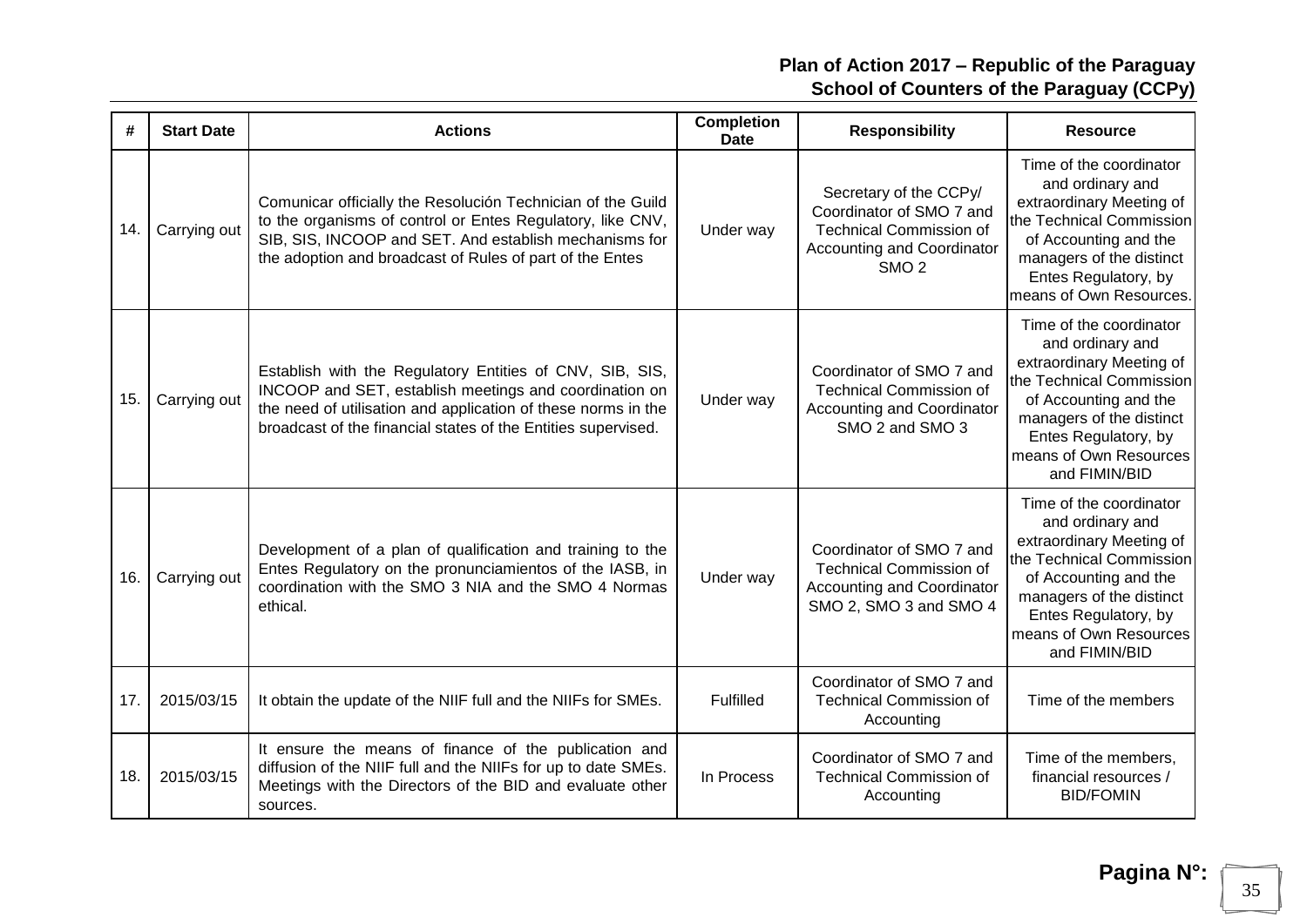| # | Start Date | Actions | Completion Date | Responsibility | Resource |
|---|---|---|---|---|---|
| 14. | Carrying out | Comunicar officially the Resolución Technician of the Guild to the organisms of control or Entes Regulatory, like CNV, SIB, SIS, INCOOP and SET. And establish mechanisms for the adoption and broadcast of Rules of part of the Entes | Under way | Secretary of the CCPy/ Coordinator of SMO 7 and Technical Commission of Accounting and Coordinator SMO 2 | Time of the coordinator and ordinary and extraordinary Meeting of the Technical Commission of Accounting and the managers of the distinct Entes Regulatory, by means of Own Resources. |
| 15. | Carrying out | Establish with the Regulatory Entities of CNV, SIB, SIS, INCOOP and SET, establish meetings and coordination on the need of utilisation and application of these norms in the broadcast of the financial states of the Entities supervised. | Under way | Coordinator of SMO 7 and Technical Commission of Accounting and Coordinator SMO 2 and SMO 3 | Time of the coordinator and ordinary and extraordinary Meeting of the Technical Commission of Accounting and the managers of the distinct Entes Regulatory, by means of Own Resources and FIMIN/BID |
| 16. | Carrying out | Development of a plan of qualification and training to the Entes Regulatory on the pronunciamientos of the IASB, in coordination with the SMO 3 NIA and the SMO 4 Normas ethical. | Under way | Coordinator of SMO 7 and Technical Commission of Accounting and Coordinator SMO 2, SMO 3 and SMO 4 | Time of the coordinator and ordinary and extraordinary Meeting of the Technical Commission of Accounting and the managers of the distinct Entes Regulatory, by means of Own Resources and FIMIN/BID |
| 17. | 2015/03/15 | It obtain the update of the NIIF full and the NIIFs for SMEs. | Fulfilled | Coordinator of SMO 7 and Technical Commission of Accounting | Time of the members |
| 18. | 2015/03/15 | It ensure the means of finance of the publication and diffusion of the NIIF full and the NIIFs for up to date SMEs. Meetings with the Directors of the BID and evaluate other sources. | In Process | Coordinator of SMO 7 and Technical Commission of Accounting | Time of the members, financial resources / BID/FOMIN |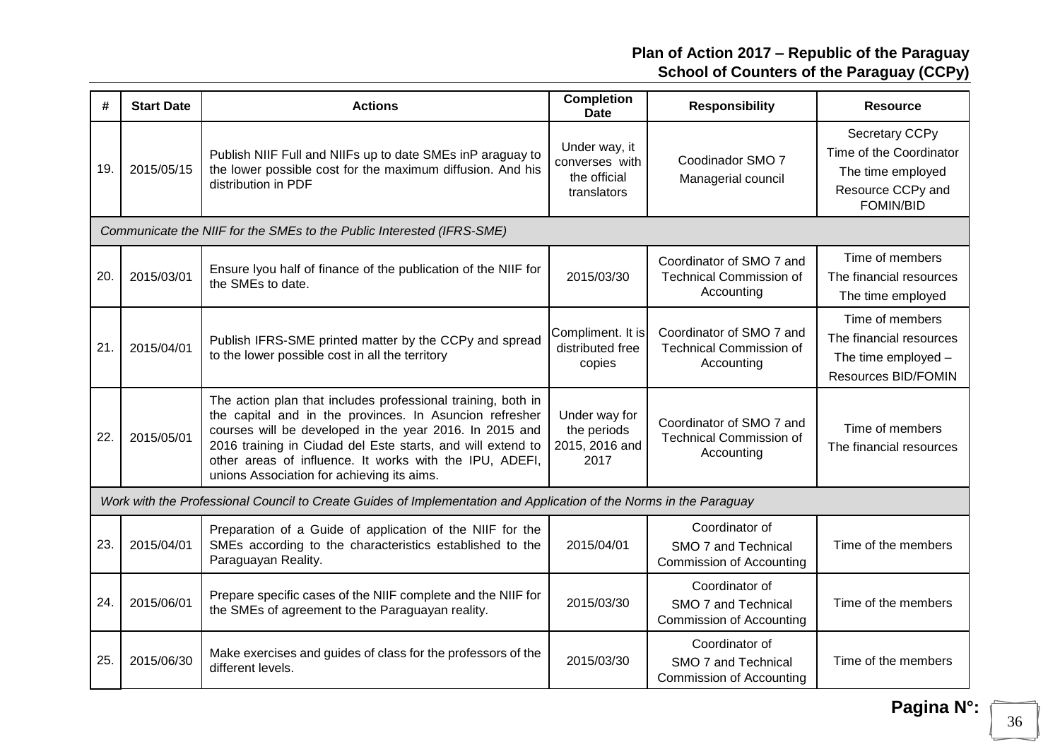**Plan of Action 2017 – Republic of the Paraguay**
**School of Counters of the Paraguay (CCPy)**

| # | Start Date | Actions | Completion Date | Responsibility | Resource |
|---|---|---|---|---|---|
| 19. | 2015/05/15 | Publish NIIF Full and NIIFs up to date SMEs inP araguay to the lower possible cost for the maximum diffusion. And his distribution in PDF | Under way, it converses with the official translators | Coodinador SMO 7 Managerial council | Secretary CCPy Time of the Coordinator The time employed Resource CCPy and FOMIN/BID |
| *Communicate the NIIF for the SMEs to the Public Interested (IFRS-SME)* | | | | | |
| 20. | 2015/03/01 | Ensure lyou half of finance of the publication of the NIIF for the SMEs to date. | 2015/03/30 | Coordinator of SMO 7 and Technical Commission of Accounting | Time of members The financial resources The time employed |
| 21. | 2015/04/01 | Publish IFRS-SME printed matter by the CCPy and spread to the lower possible cost in all the territory | Compliment. It is distributed free copies | Coordinator of SMO 7 and Technical Commission of Accounting | Time of members The financial resources The time employed – Resources BID/FOMIN |
| 22. | 2015/05/01 | The action plan that includes professional training, both in the capital and in the provinces. In Asuncion refresher courses will be developed in the year 2016. In 2015 and 2016 training in Ciudad del Este starts, and will extend to other areas of influence. It works with the IPU, ADEFI, unions Association for achieving its aims. | Under way for the periods 2015, 2016 and 2017 | Coordinator of SMO 7 and Technical Commission of Accounting | Time of members The financial resources |
| *Work with the Professional Council to Create Guides of Implementation and Application of the Norms in the Paraguay* | | | | | |
| 23. | 2015/04/01 | Preparation of a Guide of application of the NIIF for the SMEs according to the characteristics established to the Paraguayan Reality. | 2015/04/01 | Coordinator of SMO 7 and Technical Commission of Accounting | Time of the members |
| 24. | 2015/06/01 | Prepare specific cases of the NIIF complete and the NIIF for the SMEs of agreement to the Paraguayan reality. | 2015/03/30 | Coordinator of SMO 7 and Technical Commission of Accounting | Time of the members |
| 25. | 2015/06/30 | Make exercises and guides of class for the professors of the different levels. | 2015/03/30 | Coordinator of SMO 7 and Technical Commission of Accounting | Time of the members |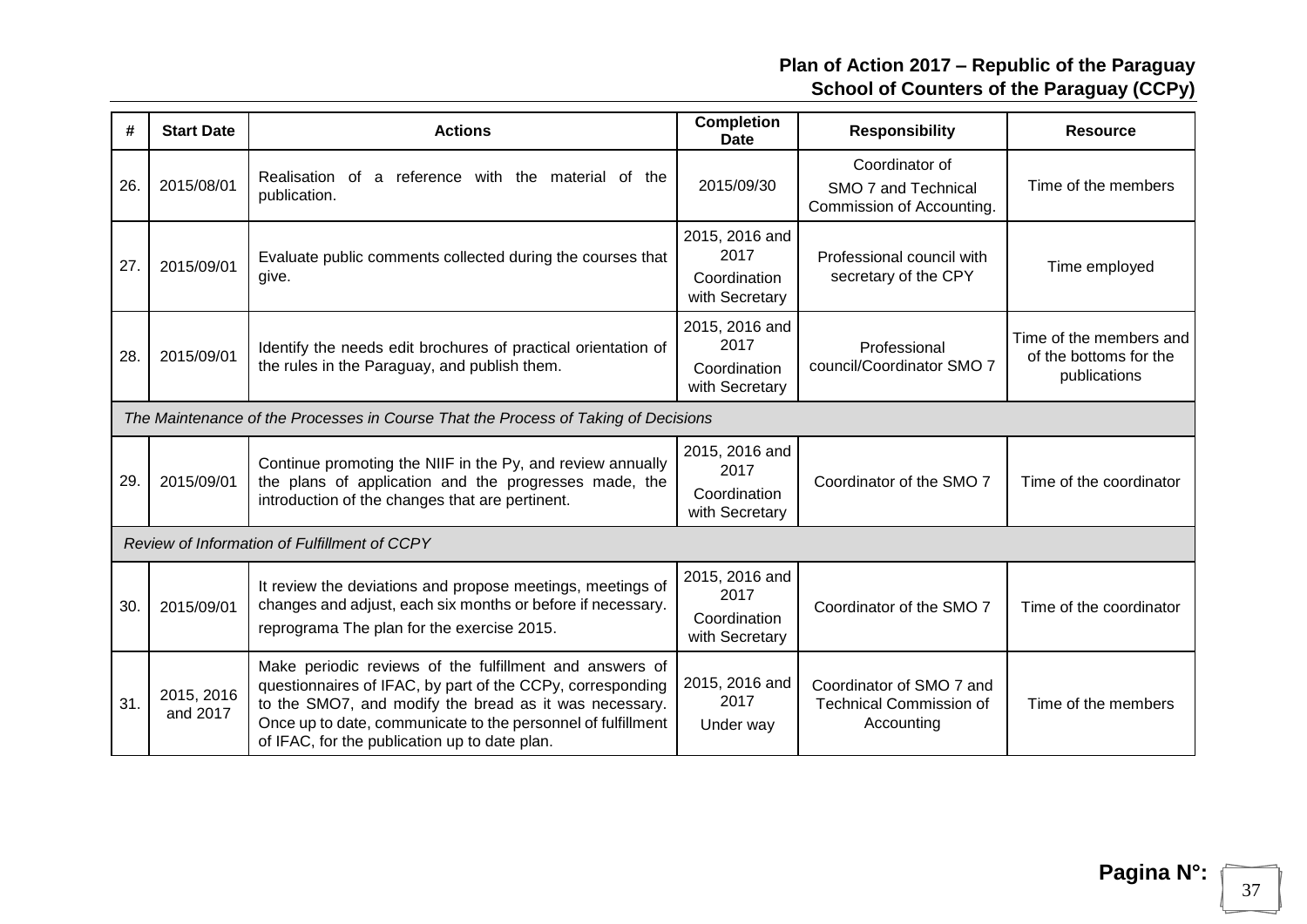| # | Start Date | Actions | Completion Date | Responsibility | Resource |
|---|---|---|---|---|---|
| 26. | 2015/08/01 | Realisation of a reference with the material of the publication. | 2015/09/30 | Coordinator of SMO 7 and Technical Commission of Accounting. | Time of the members |
| 27. | 2015/09/01 | Evaluate public comments collected during the courses that give. | 2015, 2016 and 2017 Coordination with Secretary | Professional council with secretary of the CPY | Time employed |
| 28. | 2015/09/01 | Identify the needs edit brochures of practical orientation of the rules in the Paraguay, and publish them. | 2015, 2016 and 2017 Coordination with Secretary | Professional council/Coordinator SMO 7 | Time of the members and of the bottoms for the publications |
| *The Maintenance of the Processes in Course That the Process of Taking of Decisions* | | | | | |
| 29. | 2015/09/01 | Continue promoting the NIIF in the Py, and review annually the plans of application and the progresses made, the introduction of the changes that are pertinent. | 2015, 2016 and 2017 Coordination with Secretary | Coordinator of the SMO 7 | Time of the coordinator |
| *Review of Information of Fulfillment of CCPY* | | | | | |
| 30. | 2015/09/01 | It review the deviations and propose meetings, meetings of changes and adjust, each six months or before if necessary. reprograma The plan for the exercise 2015. | 2015, 2016 and 2017 Coordination with Secretary | Coordinator of the SMO 7 | Time of the coordinator |
| 31. | 2015, 2016 and 2017 | Make periodic reviews of the fulfillment and answers of questionnaires of IFAC, by part of the CCPy, corresponding to the SMO7, and modify the bread as it was necessary. Once up to date, communicate to the personnel of fulfillment of IFAC, for the publication up to date plan. | 2015, 2016 and 2017 Under way | Coordinator of SMO 7 and Technical Commission of Accounting | Time of the members |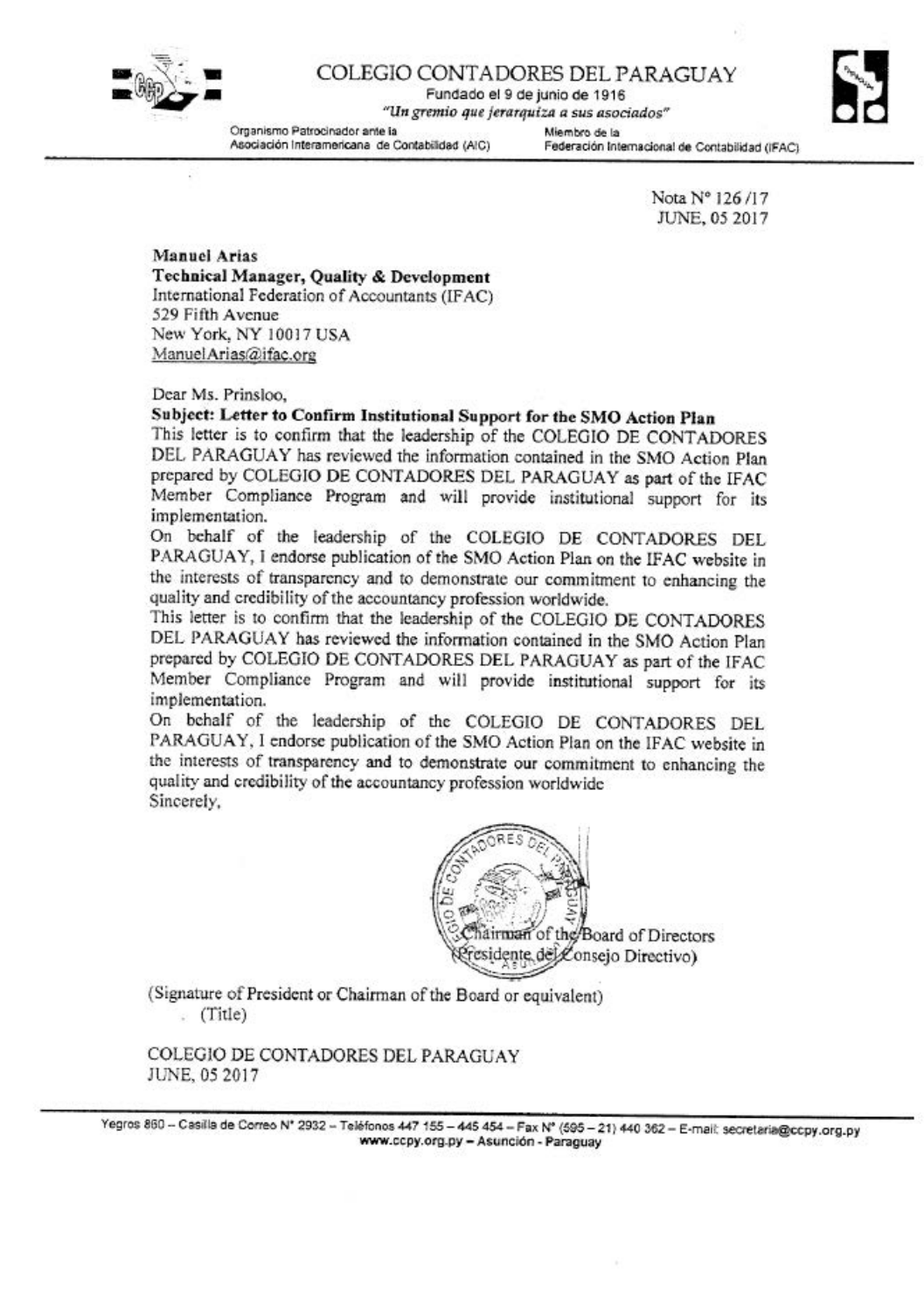COLEGIO CONTADORES DEL PARAGUAY

Fundado el 9 de junio de 1916

*"Un gremio que jerarquiza a sus asociados"*

Organismo Patrocinador ante la Asociación Interamericana de Contabilidad (AIC)

Miembro de la Federación Internacional de Contabilidad (IFAC)

Nota N° 126 /17
JUNE, 05 2017

**Manuel Arias**
**Technical Manager, Quality & Development**
International Federation of Accountants (IFAC)
529 Fifth Avenue
New York, NY 10017 USA
ManuelArias@ifac.org

Dear Ms. Prinsloo,

**Subject: Letter to Confirm Institutional Support for the SMO Action Plan**

This letter is to confirm that the leadership of the COLEGIO DE CONTADORES DEL PARAGUAY has reviewed the information contained in the SMO Action Plan prepared by COLEGIO DE CONTADORES DEL PARAGUAY as part of the IFAC Member Compliance Program and will provide institutional support for its implementation.

On behalf of the leadership of the COLEGIO DE CONTADORES DEL PARAGUAY, I endorse publication of the SMO Action Plan on the IFAC website in the interests of transparency and to demonstrate our commitment to enhancing the quality and credibility of the accountancy profession worldwide.

This letter is to confirm that the leadership of the COLEGIO DE CONTADORES DEL PARAGUAY has reviewed the information contained in the SMO Action Plan prepared by COLEGIO DE CONTADORES DEL PARAGUAY as part of the IFAC Member Compliance Program and will provide institutional support for its implementation.

On behalf of the leadership of the COLEGIO DE CONTADORES DEL PARAGUAY, I endorse publication of the SMO Action Plan on the IFAC website in the interests of transparency and to demonstrate our commitment to enhancing the quality and credibility of the accountancy profession worldwide

Sincerely,

Chairman of the Board of Directors
(Presidente del Consejo Directivo)

(Signature of President or Chairman of the Board or equivalent)
(Title)

COLEGIO DE CONTADORES DEL PARAGUAY
JUNE, 05 2017

Yegros 860 – Casilla de Correo N° 2932 – Teléfonos 447 155 – 445 454 – Fax N° (595 – 21) 440 362 – E-mail: secretaria@ccpy.org.py
www.ccpy.org.py – Asunción - Paraguay